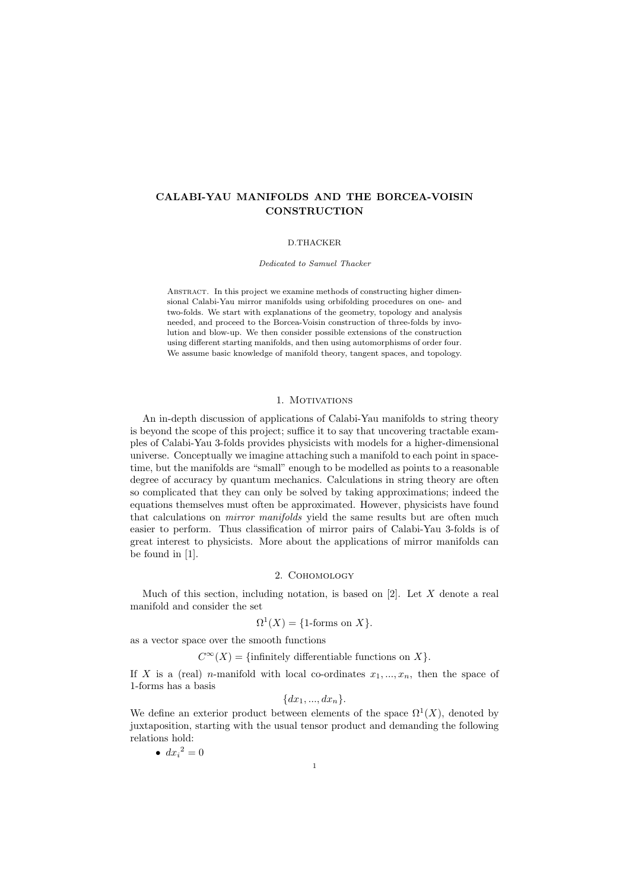# CALABI-YAU MANIFOLDS AND THE BORCEA-VOISIN CONSTRUCTION

D.THACKER

*Dedicated to Samuel Thacker*

Abstract. In this project we examine methods of constructing higher dimensional Calabi-Yau mirror manifolds using orbifolding procedures on one- and two-folds. We start with explanations of the geometry, topology and analysis needed, and proceed to the Borcea-Voisin construction of three-folds by involution and blow-up. We then consider possible extensions of the construction using different starting manifolds, and then using automorphisms of order four. We assume basic knowledge of manifold theory, tangent spaces, and topology.

## 1. Motivations

An in-depth discussion of applications of Calabi-Yau manifolds to string theory is beyond the scope of this project; suffice it to say that uncovering tractable examples of Calabi-Yau 3-folds provides physicists with models for a higher-dimensional universe. Conceptually we imagine attaching such a manifold to each point in spacetime, but the manifolds are "small" enough to be modelled as points to a reasonable degree of accuracy by quantum mechanics. Calculations in string theory are often so complicated that they can only be solved by taking approximations; indeed the equations themselves must often be approximated. However, physicists have found that calculations on *mirror manifolds* yield the same results but are often much easier to perform. Thus classification of mirror pairs of Calabi-Yau 3-folds is of great interest to physicists. More about the applications of mirror manifolds can be found in [1].

## 2. Cohomology

Much of this section, including notation, is based on [2]. Let $X$ denote a real manifold and consider the set

$$\Omega^1(X) = \{\text{1-forms on } X\}.$$

as a vector space over the smooth functions

$$C^\infty(X) = \{\text{infinitely differentiable functions on } X\}.$$

If $X$ is a (real) $n$-manifold with local co-ordinates $x_1, ..., x_n$, then the space of 1-forms has a basis

$$\{dx_1, ..., dx_n\}.$$

We define an exterior product between elements of the space $\Omega^1(X)$, denoted by juxtaposition, starting with the usual tensor product and demanding the following relations hold:

- ${dx_i}^2 = 0$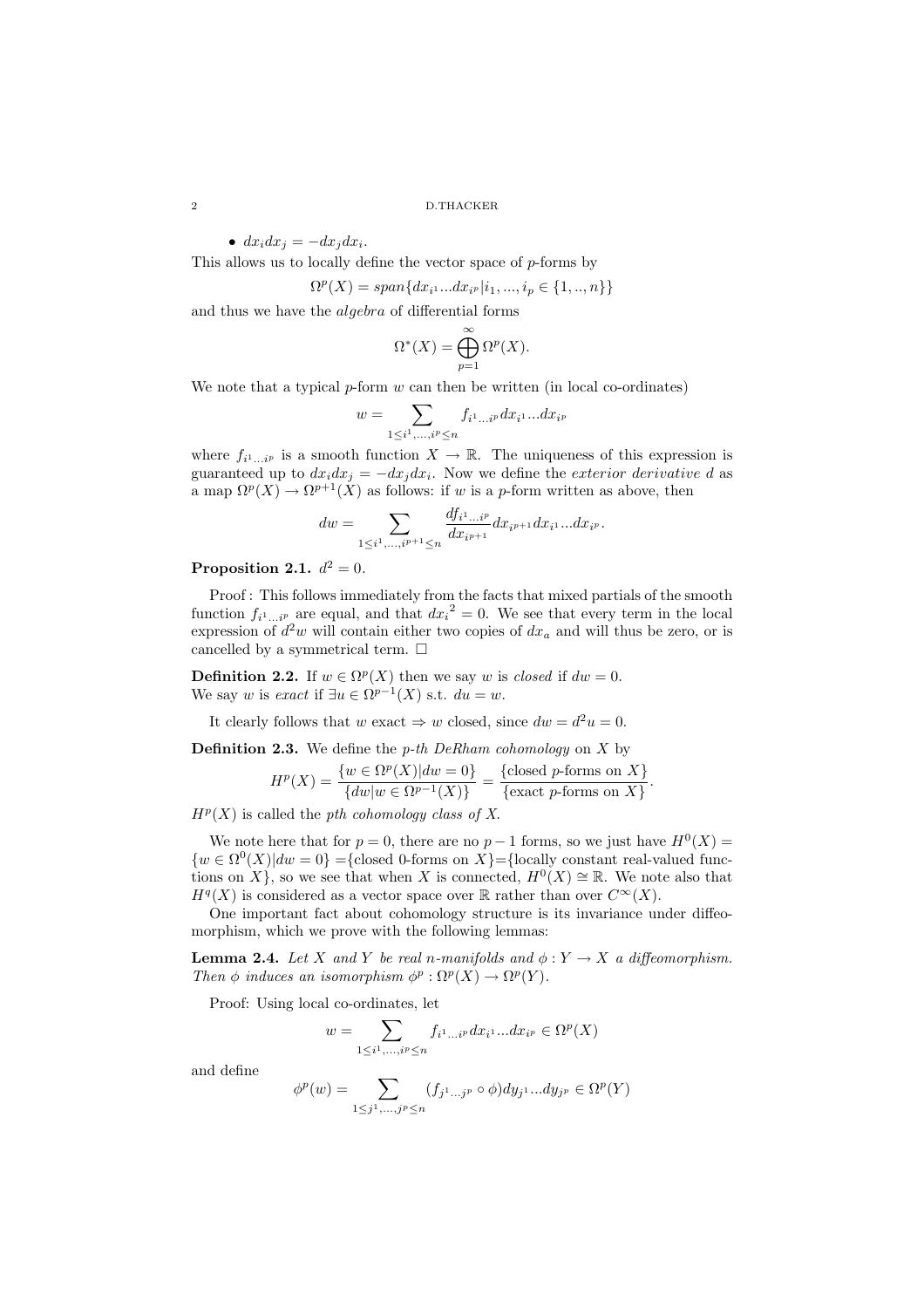- $dx_i dx_j = -dx_j dx_i$.

This allows us to locally define the vector space of $p$-forms by

$$\Omega^p(X) = span\{dx_{i^1}...dx_{i^p} | i_1, ..., i_p \in \{1, .., n\}\}$$

and thus we have the *algebra* of differential forms

$$\Omega^*(X) = \bigoplus_{p=1}^{\infty} \Omega^p(X).$$

We note that a typical $p$-form $w$ can then be written (in local co-ordinates)

$$w = \sum_{1 \leq i^1, ..., i^p \leq n} f_{i^1 ... i^p} dx_{i^1} ... dx_{i^p}$$

where $f_{i^1...i^p}$ is a smooth function $X \to \mathbb{R}$. The uniqueness of this expression is guaranteed up to $dx_i dx_j = -dx_j dx_i$. Now we define the *exterior derivative* $d$ as a map $\Omega^p(X) \to \Omega^{p+1}(X)$ as follows: if $w$ is a $p$-form written as above, then

$$dw = \sum_{1 \leq i^1, ..., i^{p+1} \leq n} \frac{df_{i^1...i^p}}{dx_{i^{p+1}}} dx_{i^{p+1}} dx_{i^1} ... dx_{i^p}.$$

**Proposition 2.1.** $d^2 = 0$.

Proof : This follows immediately from the facts that mixed partials of the smooth function $f_{i^1...i^p}$ are equal, and that ${dx_i}^2 = 0$. We see that every term in the local expression of $d^2 w$ will contain either two copies of $dx_a$ and will thus be zero, or is cancelled by a symmetrical term. □

**Definition 2.2.** If $w \in \Omega^p(X)$ then we say $w$ is *closed* if $dw = 0$.
We say $w$ is *exact* if $\exists u \in \Omega^{p-1}(X)$ s.t. $du = w$.

It clearly follows that $w$ exact $\Rightarrow$ $w$ closed, since $dw = d^2 u = 0$.

**Definition 2.3.** We define the *p-th DeRham cohomology* on $X$ by

$$H^p(X) = \frac{\{w \in \Omega^p(X) | dw = 0\}}{\{dw | w \in \Omega^{p-1}(X)\}} = \frac{\{\text{closed } p\text{-forms on } X\}}{\{\text{exact } p\text{-forms on } X\}}.$$

$H^p(X)$ is called the *pth cohomology class of X*.

We note here that for $p = 0$, there are no $p - 1$ forms, so we just have $H^0(X) = \{w \in \Omega^0(X) | dw = 0\}$ ={closed 0-forms on $X$}={locally constant real-valued functions on $X$}, so we see that when $X$ is connected, $H^0(X) \cong \mathbb{R}$. We note also that $H^q(X)$ is considered as a vector space over $\mathbb{R}$ rather than over $C^\infty(X)$.

One important fact about cohomology structure is its invariance under diffeomorphism, which we prove with the following lemmas:

**Lemma 2.4.** *Let $X$ and $Y$ be real $n$-manifolds and $\phi : Y \to X$ a diffeomorphism. Then $\phi$ induces an isomorphism $\phi^p : \Omega^p(X) \to \Omega^p(Y)$.*

Proof: Using local co-ordinates, let

$$w = \sum_{1 \leq i^1, ..., i^p \leq n} f_{i^1...i^p} dx_{i^1} ... dx_{i^p} \in \Omega^p(X)$$

and define

$$\phi^p(w) = \sum_{1 \leq j^1, ..., j^p \leq n} (f_{j^1...j^p} \circ \phi) dy_{j^1} ... dy_{j^p} \in \Omega^p(Y)$$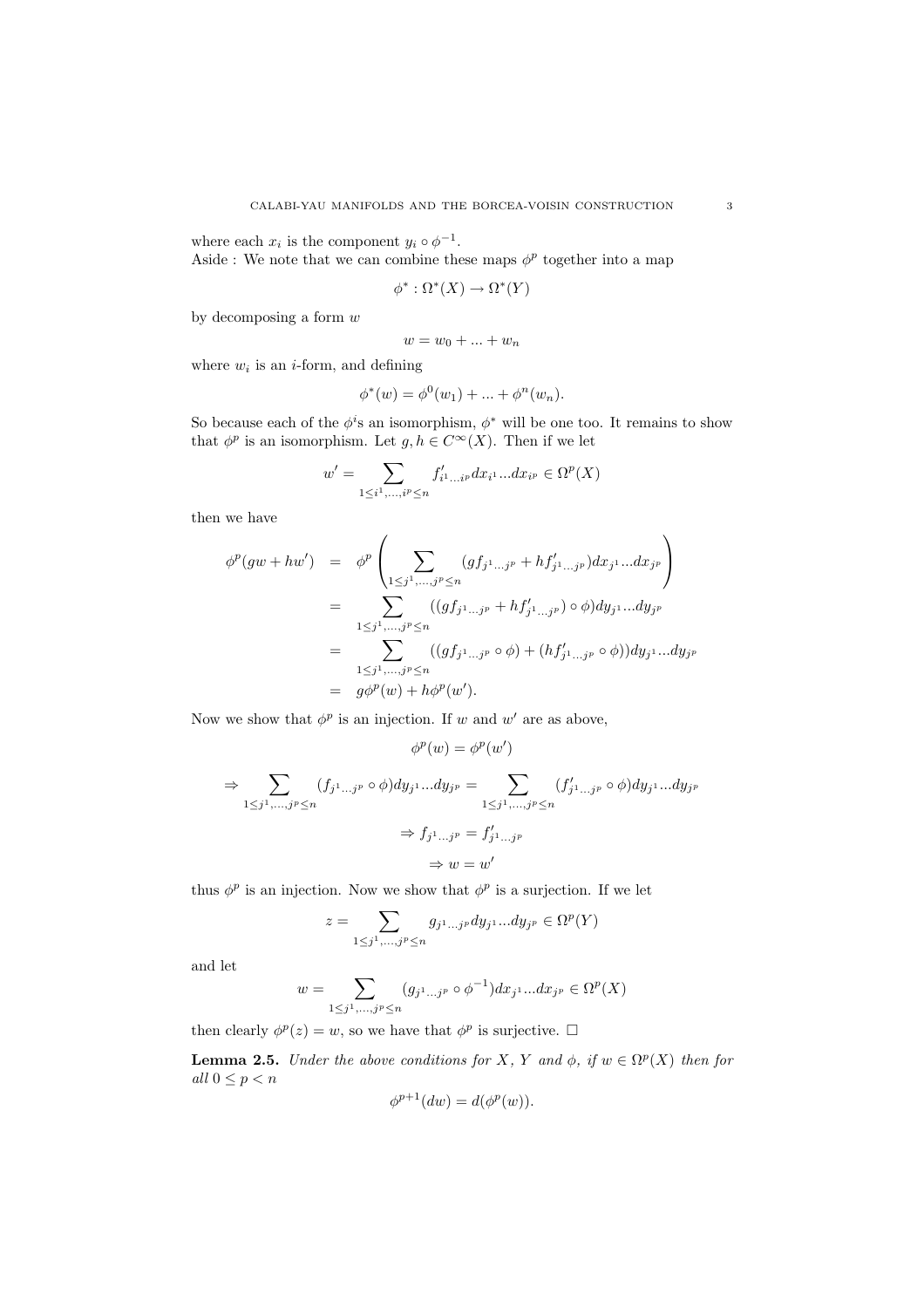where each $x_i$ is the component $y_i \circ \phi^{-1}$.
Aside : We note that we can combine these maps $\phi^p$ together into a map

$$\phi^* : \Omega^*(X) \to \Omega^*(Y)$$

by decomposing a form $w$

$$w = w_0 + ... + w_n$$

where $w_i$ is an $i$-form, and defining

$$\phi^*(w) = \phi^0(w_1) + ... + \phi^n(w_n).$$

So because each of the $\phi^i$s an isomorphism, $\phi^*$ will be one too. It remains to show that $\phi^p$ is an isomorphism. Let $g, h \in C^\infty(X)$. Then if we let

$$w' = \sum_{1 \leq i^1, ..., i^p \leq n} f'_{i^1 ... i^p} dx_{i^1} ... dx_{i^p} \in \Omega^p(X)$$

then we have

$$\begin{aligned}
\phi^p(gw + hw') &= \phi^p \left( \sum_{1 \leq j^1, ..., j^p \leq n} (gf_{j^1 ... j^p} + hf'_{j^1 ... j^p}) dx_{j^1} ... dx_{j^p} \right) \\
&= \sum_{1 \leq j^1, ..., j^p \leq n} ((gf_{j^1 ... j^p} + hf'_{j^1 ... j^p}) \circ \phi) dy_{j^1} ... dy_{j^p} \\
&= \sum_{1 \leq j^1, ..., j^p \leq n} ((gf_{j^1 ... j^p} \circ \phi) + (hf'_{j^1 ... j^p} \circ \phi)) dy_{j^1} ... dy_{j^p} \\
&= g\phi^p(w) + h\phi^p(w').
\end{aligned}$$

Now we show that $\phi^p$ is an injection. If $w$ and $w'$ are as above,

$$\phi^p(w) = \phi^p(w')$$

$$\Rightarrow \sum_{1 \leq j^1, ..., j^p \leq n} (f_{j^1 ... j^p} \circ \phi) dy_{j^1} ... dy_{j^p} = \sum_{1 \leq j^1, ..., j^p \leq n} (f'_{j^1 ... j^p} \circ \phi) dy_{j^1} ... dy_{j^p}$$

$$\Rightarrow f_{j^1 ... j^p} = f'_{j^1 ... j^p}$$

$$\Rightarrow w = w'$$

thus $\phi^p$ is an injection. Now we show that $\phi^p$ is a surjection. If we let

$$z = \sum_{1 \leq j^1, ..., j^p \leq n} g_{j^1 ... j^p} dy_{j^1} ... dy_{j^p} \in \Omega^p(Y)$$

and let

$$w = \sum_{1 \leq j^1, ..., j^p \leq n} (g_{j^1 ... j^p} \circ \phi^{-1}) dx_{j^1} ... dx_{j^p} \in \Omega^p(X)$$

then clearly $\phi^p(z) = w$, so we have that $\phi^p$ is surjective. □

**Lemma 2.5.** *Under the above conditions for $X$, $Y$ and $\phi$, if $w \in \Omega^p(X)$ then for all $0 \leq p < n$*

$$\phi^{p+1}(dw) = d(\phi^p(w)).$$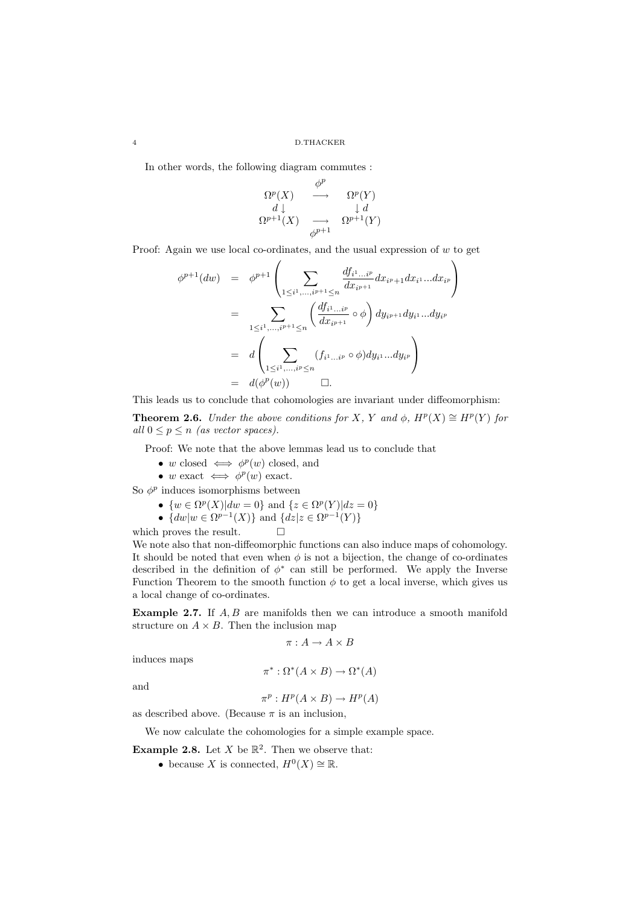In other words, the following diagram commutes :

$$
\begin{array}{ccc}
 & \phi^p & \\
\Omega^p(X) & \longrightarrow & \Omega^p(Y) \\
d\downarrow & & \downarrow d \\
\Omega^{p+1}(X) & \longrightarrow & \Omega^{p+1}(Y) \\
 & \phi^{p+1} &
\end{array}
$$

Proof: Again we use local co-ordinates, and the usual expression of $w$ to get

$$
\begin{aligned}
\phi^{p+1}(dw) &= \phi^{p+1}\left(\sum_{1\le i^1,\ldots,i^{p+1}\le n} \frac{df_{i^1\ldots i^p}}{dx_{i^{p+1}}} dx_{i^p+1}dx_{i^1}\ldots dx_{i^p}\right) \\
&= \sum_{1\le i^1,\ldots,i^{p+1}\le n} \left(\frac{df_{i^1\ldots i^p}}{dx_{i^{p+1}}}\circ\phi\right) dy_{i^{p+1}}dy_{i^1}\ldots dy_{i^p} \\
&= d\left(\sum_{1\le i^1,\ldots,i^p\le n} (f_{i^1\ldots i^p}\circ\phi) dy_{i^1}\ldots dy_{i^p}\right) \\
&= d(\phi^p(w)) \qquad \square.
\end{aligned}
$$

This leads us to conclude that cohomologies are invariant under diffeomorphism:

**Theorem 2.6.** *Under the above conditions for $X$, $Y$ and $\phi$, $H^p(X) \cong H^p(Y)$ for all $0 \le p \le n$ (as vector spaces).*

Proof: We note that the above lemmas lead us to conclude that

- $w$ closed $\iff$ $\phi^p(w)$ closed, and
- $w$ exact $\iff$ $\phi^p(w)$ exact.

So $\phi^p$ induces isomorphisms between

- $\{w \in \Omega^p(X) | dw = 0\}$ and $\{z \in \Omega^p(Y) | dz = 0\}$
- $\{dw | w \in \Omega^{p-1}(X)\}$ and $\{dz | z \in \Omega^{p-1}(Y)\}$

which proves the result. $\square$

We note also that non-diffeomorphic functions can also induce maps of cohomology. It should be noted that even when $\phi$ is not a bijection, the change of co-ordinates described in the definition of $\phi^*$ can still be performed. We apply the Inverse Function Theorem to the smooth function $\phi$ to get a local inverse, which gives us a local change of co-ordinates.

**Example 2.7.** If $A, B$ are manifolds then we can introduce a smooth manifold structure on $A \times B$. Then the inclusion map

$$\pi : A \to A \times B$$

induces maps

$$\pi^* : \Omega^*(A \times B) \to \Omega^*(A)$$

and

$$\pi^p : H^p(A \times B) \to H^p(A)$$

as described above. (Because $\pi$ is an inclusion,

We now calculate the cohomologies for a simple example space.

**Example 2.8.** Let $X$ be $\mathbb{R}^2$. Then we observe that:

- because $X$ is connected, $H^0(X) \cong \mathbb{R}$.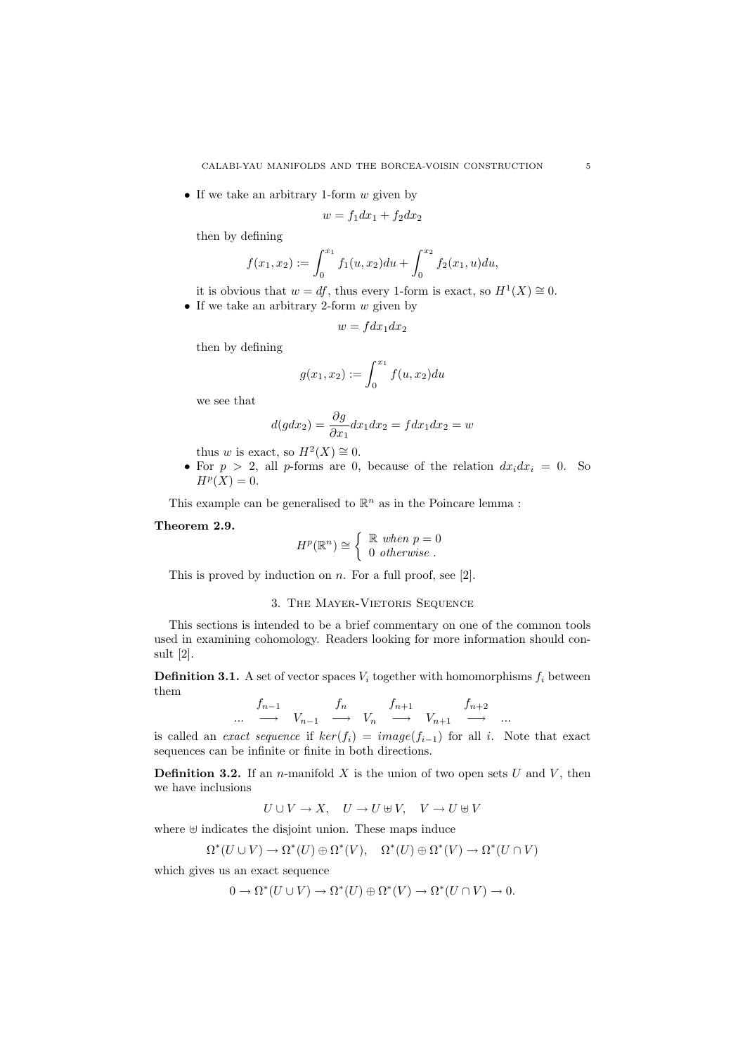- If we take an arbitrary 1-form $w$ given by

$$w = f_1 dx_1 + f_2 dx_2$$

then by defining

$$f(x_1, x_2) := \int_0^{x_1} f_1(u, x_2) du + \int_0^{x_2} f_2(x_1, u) du,$$

it is obvious that $w = df$, thus every 1-form is exact, so $H^1(X) \cong 0$.

- If we take an arbitrary 2-form $w$ given by

$$w = f dx_1 dx_2$$

then by defining

$$g(x_1, x_2) := \int_0^{x_1} f(u, x_2) du$$

we see that

$$d(g dx_2) = \frac{\partial g}{\partial x_1} dx_1 dx_2 = f dx_1 dx_2 = w$$

thus $w$ is exact, so $H^2(X) \cong 0$.

- For $p > 2$, all $p$-forms are 0, because of the relation $dx_i dx_i = 0$. So $H^p(X) = 0$.

This example can be generalised to $\mathbb{R}^n$ as in the Poincare lemma :

**Theorem 2.9.**

$$H^p(\mathbb{R}^n) \cong \begin{cases} \mathbb{R} \text{ when } p = 0 \\ 0 \text{ otherwise} . \end{cases}$$

This is proved by induction on $n$. For a full proof, see [2].

## 3. The Mayer-Vietoris Sequence

This sections is intended to be a brief commentary on one of the common tools used in examining cohomology. Readers looking for more information should consult [2].

**Definition 3.1.** A set of vector spaces $V_i$ together with homomorphisms $f_i$ between them

$$\ldots \xrightarrow{f_{n-1}} V_{n-1} \xrightarrow{f_n} V_n \xrightarrow{f_{n+1}} V_{n+1} \xrightarrow{f_{n+2}} \ldots$$

is called an *exact sequence* if $ker(f_i) = image(f_{i-1})$ for all $i$. Note that exact sequences can be infinite or finite in both directions.

**Definition 3.2.** If an $n$-manifold $X$ is the union of two open sets $U$ and $V$, then we have inclusions

$$U \cup V \to X, \quad U \to U \uplus V, \quad V \to U \uplus V$$

where $\uplus$ indicates the disjoint union. These maps induce

$$\Omega^*(U \cup V) \to \Omega^*(U) \oplus \Omega^*(V), \quad \Omega^*(U) \oplus \Omega^*(V) \to \Omega^*(U \cap V)$$

which gives us an exact sequence

$$0 \to \Omega^*(U \cup V) \to \Omega^*(U) \oplus \Omega^*(V) \to \Omega^*(U \cap V) \to 0.$$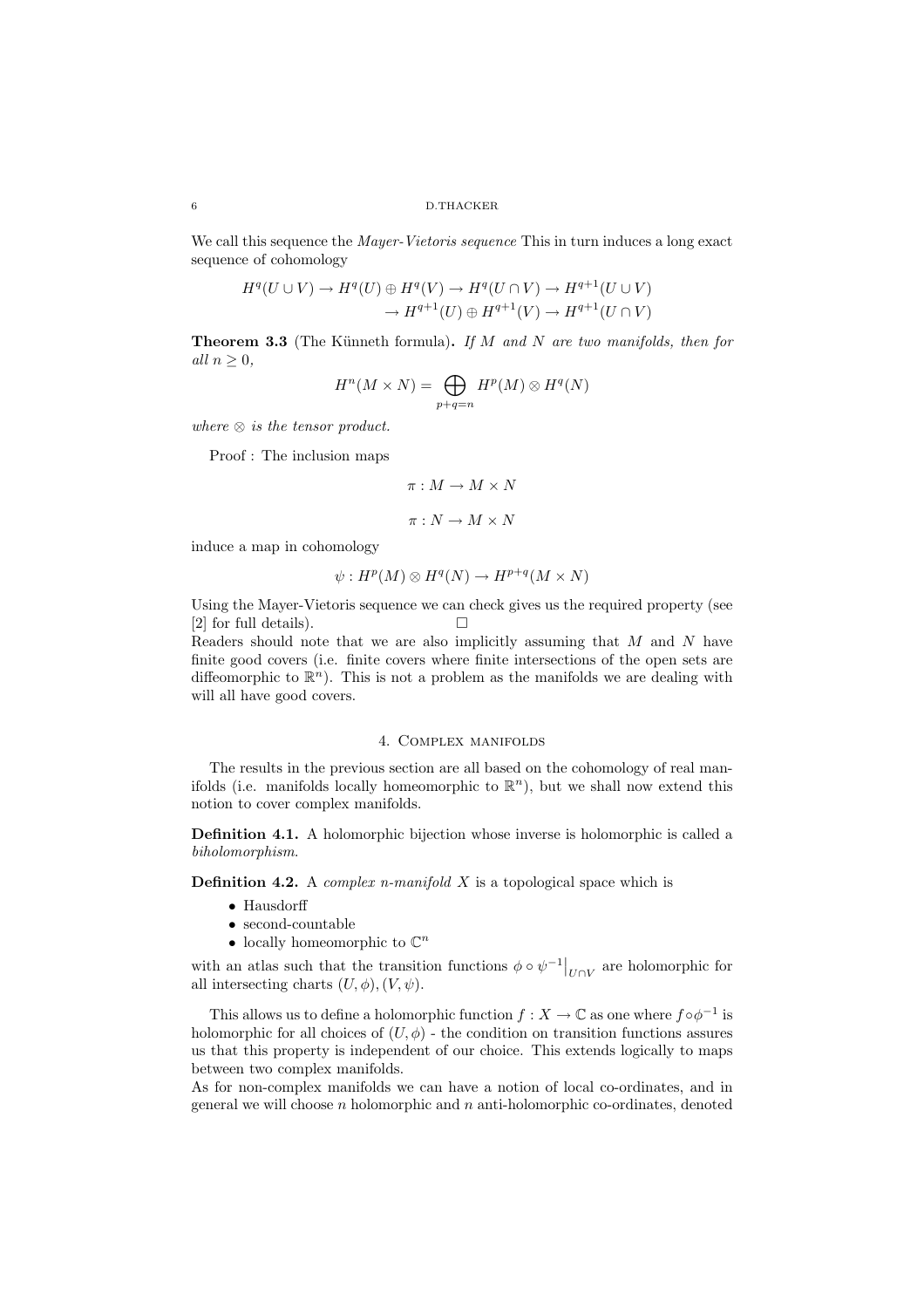We call this sequence the *Mayer-Vietoris sequence* This in turn induces a long exact sequence of cohomology

$$H^q(U \cup V) \to H^q(U) \oplus H^q(V) \to H^q(U \cap V) \to H^{q+1}(U \cup V) \\ \to H^{q+1}(U) \oplus H^{q+1}(V) \to H^{q+1}(U \cap V)$$

**Theorem 3.3** (The Künneth formula)**.** *If $M$ and $N$ are two manifolds, then for all $n \geq 0$,*

$$H^n(M \times N) = \bigoplus_{p+q=n} H^p(M) \otimes H^q(N)$$

*where $\otimes$ is the tensor product.*

Proof : The inclusion maps

$$\pi : M \to M \times N$$

$$\pi : N \to M \times N$$

induce a map in cohomology

$$\psi : H^p(M) \otimes H^q(N) \to H^{p+q}(M \times N)$$

Using the Mayer-Vietoris sequence we can check gives us the required property (see [2] for full details). □

Readers should note that we are also implicitly assuming that $M$ and $N$ have finite good covers (i.e. finite covers where finite intersections of the open sets are diffeomorphic to $\mathbb{R}^n$). This is not a problem as the manifolds we are dealing with will all have good covers.

## 4. Complex manifolds

The results in the previous section are all based on the cohomology of real manifolds (i.e. manifolds locally homeomorphic to $\mathbb{R}^n$), but we shall now extend this notion to cover complex manifolds.

**Definition 4.1.** A holomorphic bijection whose inverse is holomorphic is called a *biholomorphism*.

**Definition 4.2.** A *complex n-manifold* $X$ is a topological space which is

- Hausdorff
- second-countable
- locally homeomorphic to $\mathbb{C}^n$

with an atlas such that the transition functions $\phi \circ \psi^{-1}\big|_{U \cap V}$ are holomorphic for all intersecting charts $(U, \phi), (V, \psi)$.

This allows us to define a holomorphic function $f : X \to \mathbb{C}$ as one where $f \circ \phi^{-1}$ is holomorphic for all choices of $(U, \phi)$ - the condition on transition functions assures us that this property is independent of our choice. This extends logically to maps between two complex manifolds.

As for non-complex manifolds we can have a notion of local co-ordinates, and in general we will choose $n$ holomorphic and $n$ anti-holomorphic co-ordinates, denoted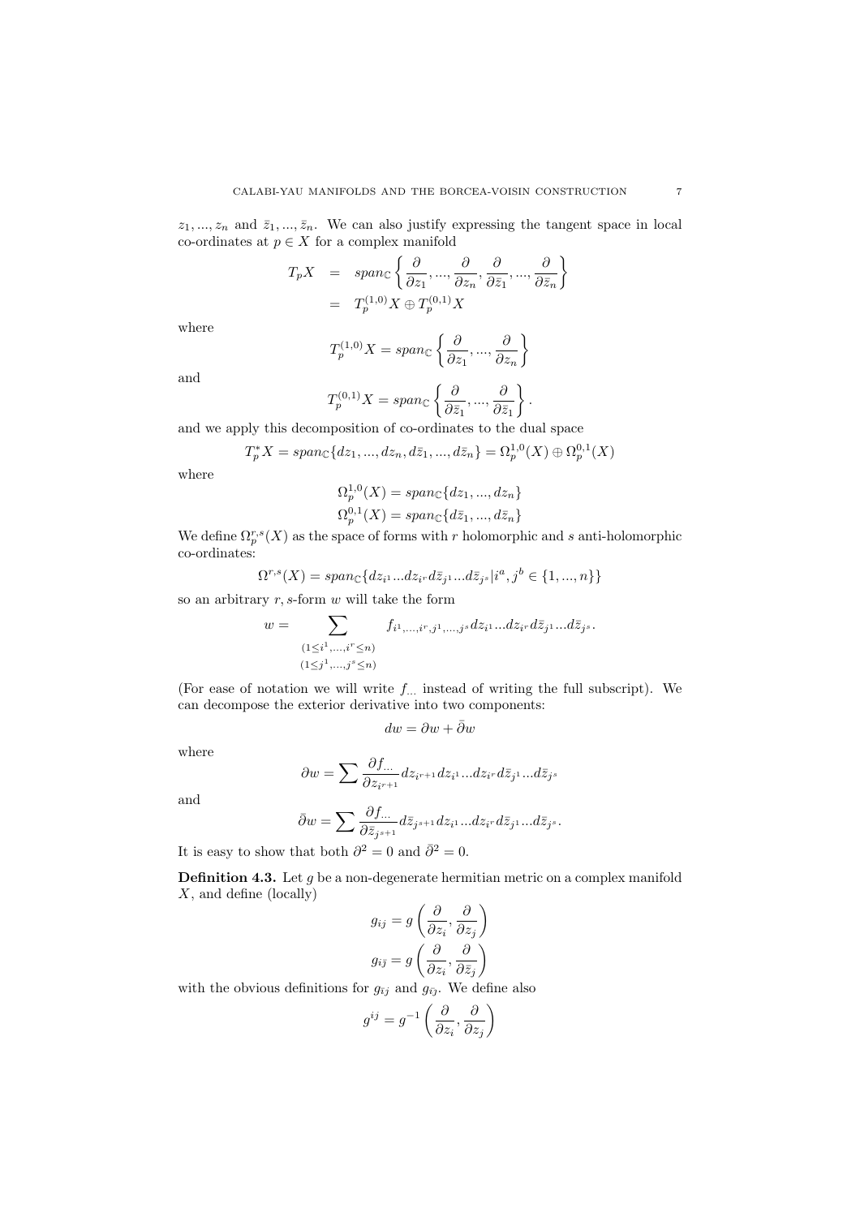$z_1, ..., z_n$ and $\bar{z}_1, ..., \bar{z}_n$. We can also justify expressing the tangent space in local co-ordinates at $p \in X$ for a complex manifold

$$\begin{aligned} T_pX &= span_{\mathbb{C}}\left\{\frac{\partial}{\partial z_1}, ..., \frac{\partial}{\partial z_n}, \frac{\partial}{\partial \bar{z}_1}, ..., \frac{\partial}{\partial \bar{z}_n}\right\} \\ &= T_p^{(1,0)}X \oplus T_p^{(0,1)}X \end{aligned}$$

where

$$T_p^{(1,0)}X = span_{\mathbb{C}}\left\{\frac{\partial}{\partial z_1}, ..., \frac{\partial}{\partial z_n}\right\}$$

and

$$T_p^{(0,1)}X = span_{\mathbb{C}}\left\{\frac{\partial}{\partial \bar{z}_1}, ..., \frac{\partial}{\partial \bar{z}_1}\right\}.$$

and we apply this decomposition of co-ordinates to the dual space

$$T_p^*X = span_{\mathbb{C}}\{dz_1, ..., dz_n, d\bar{z}_1, ..., d\bar{z}_n\} = \Omega_p^{1,0}(X) \oplus \Omega_p^{0,1}(X)$$

where

$$\Omega_p^{1,0}(X) = span_{\mathbb{C}}\{dz_1, ..., dz_n\}$$
$$\Omega_p^{0,1}(X) = span_{\mathbb{C}}\{d\bar{z}_1, ..., d\bar{z}_n\}$$

We define $\Omega_p^{r,s}(X)$ as the space of forms with $r$ holomorphic and $s$ anti-holomorphic co-ordinates:

$$\Omega^{r,s}(X) = span_{\mathbb{C}}\{dz_{i^1}...dz_{i^r}d\bar{z}_{j^1}...d\bar{z}_{j^s} | i^a, j^b \in \{1, ..., n\}\}$$

so an arbitrary $r, s$-form $w$ will take the form

$$w = \sum_{\substack{(1 \leq i^1, ..., i^r \leq n) \\ (1 \leq j^1, ..., j^s \leq n)}} f_{i^1,...,i^r,j^1,...,j^s} dz_{i^1}...dz_{i^r}d\bar{z}_{j^1}...d\bar{z}_{j^s}.$$

(For ease of notation we will write $f_{...}$ instead of writing the full subscript). We can decompose the exterior derivative into two components:

$$dw = \partial w + \bar{\partial} w$$

where

$$\partial w = \sum \frac{\partial f_{...}}{\partial z_{i^{r+1}}} dz_{i^{r+1}} dz_{i^1}...dz_{i^r}d\bar{z}_{j^1}...d\bar{z}_{j^s}$$

and

$$\bar{\partial} w = \sum \frac{\partial f_{...}}{\partial \bar{z}_{j^{s+1}}} d\bar{z}_{j^{s+1}} dz_{i^1}...dz_{i^r}d\bar{z}_{j^1}...d\bar{z}_{j^s}.$$

It is easy to show that both $\partial^2 = 0$ and $\bar{\partial}^2 = 0$.

**Definition 4.3.** Let $g$ be a non-degenerate hermitian metric on a complex manifold $X$, and define (locally)

$$g_{ij} = g\left(\frac{\partial}{\partial z_i}, \frac{\partial}{\partial z_j}\right)$$
$$g_{i\bar{j}} = g\left(\frac{\partial}{\partial z_i}, \frac{\partial}{\partial \bar{z}_j}\right)$$

with the obvious definitions for $g_{\bar{i}j}$ and $g_{\bar{i}\bar{j}}$. We define also

$$g^{ij} = g^{-1}\left(\frac{\partial}{\partial z_i}, \frac{\partial}{\partial z_j}\right)$$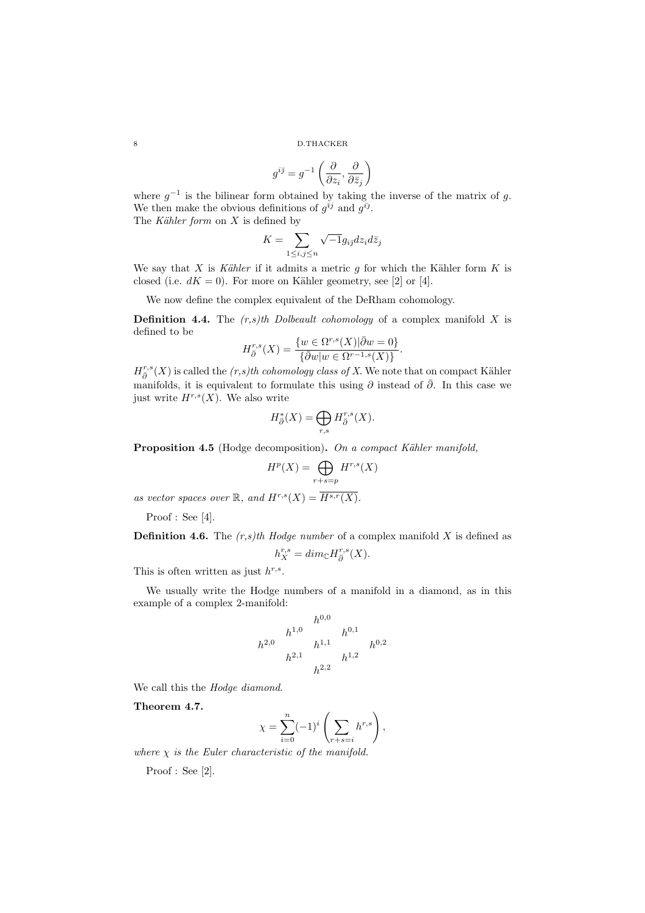$$g^{i\bar{j}} = g^{-1}\left(\frac{\partial}{\partial z_i}, \frac{\partial}{\partial \bar{z}_j}\right)$$

where $g^{-1}$ is the bilinear form obtained by taking the inverse of the matrix of $g$. We then make the obvious definitions of $g^{\bar{i}j}$ and $g^{\bar{i}\bar{j}}$.
The *Kähler form* on $X$ is defined by

$$K = \sum_{1 \leq i,j \leq n} \sqrt{-1} g_{i\bar{j}} dz_i d\bar{z}_j$$

We say that $X$ is *Kähler* if it admits a metric $g$ for which the Kähler form $K$ is closed (i.e. $dK = 0$). For more on Kähler geometry, see [2] or [4].

We now define the complex equivalent of the DeRham cohomology.

**Definition 4.4.** The *(r,s)th Dolbeault cohomology* of a complex manifold $X$ is defined to be

$$H^{r,s}_{\bar{\partial}}(X) = \frac{\{w \in \Omega^{r,s}(X) | \bar{\partial} w = 0\}}{\{\bar{\partial} w | w \in \Omega^{r-1,s}(X)\}}.$$

$H^{r,s}_{\bar{\partial}}(X)$ is called the *(r,s)th cohomology class of* X. We note that on compact Kähler manifolds, it is equivalent to formulate this using $\partial$ instead of $\bar{\partial}$. In this case we just write $H^{r,s}(X)$. We also write

$$H^*_{\bar{\partial}}(X) = \bigoplus_{r,s} H^{r,s}_{\bar{\partial}}(X).$$

**Proposition 4.5** (Hodge decomposition)**.** *On a compact Kähler manifold,*

$$H^p(X) = \bigoplus_{r+s=p} H^{r,s}(X)$$

*as vector spaces over* $\mathbb{R}$*, and* $H^{r,s}(X) = \overline{H^{s,r}(X)}$*.*

Proof : See [4].

**Definition 4.6.** The *(r,s)th Hodge number* of a complex manifold $X$ is defined as

$$h^{r,s}_X = dim_{\mathbb{C}} H^{r,s}_{\bar{\partial}}(X).$$

This is often written as just $h^{r,s}$.

We usually write the Hodge numbers of a manifold in a diamond, as in this example of a complex 2-manifold:

$$\begin{array}{ccccc} & & h^{0,0} & & \\ & h^{1,0} & & h^{0,1} & \\ h^{2,0} & & h^{1,1} & & h^{0,2} \\ & h^{2,1} & & h^{1,2} & \\ & & h^{2,2} & & \end{array}$$

We call this the *Hodge diamond*.

**Theorem 4.7.**

$$\chi = \sum_{i=0}^{n} (-1)^i \left( \sum_{r+s=i} h^{r,s} \right),$$

*where* $\chi$ *is the Euler characteristic of the manifold.*

Proof : See [2].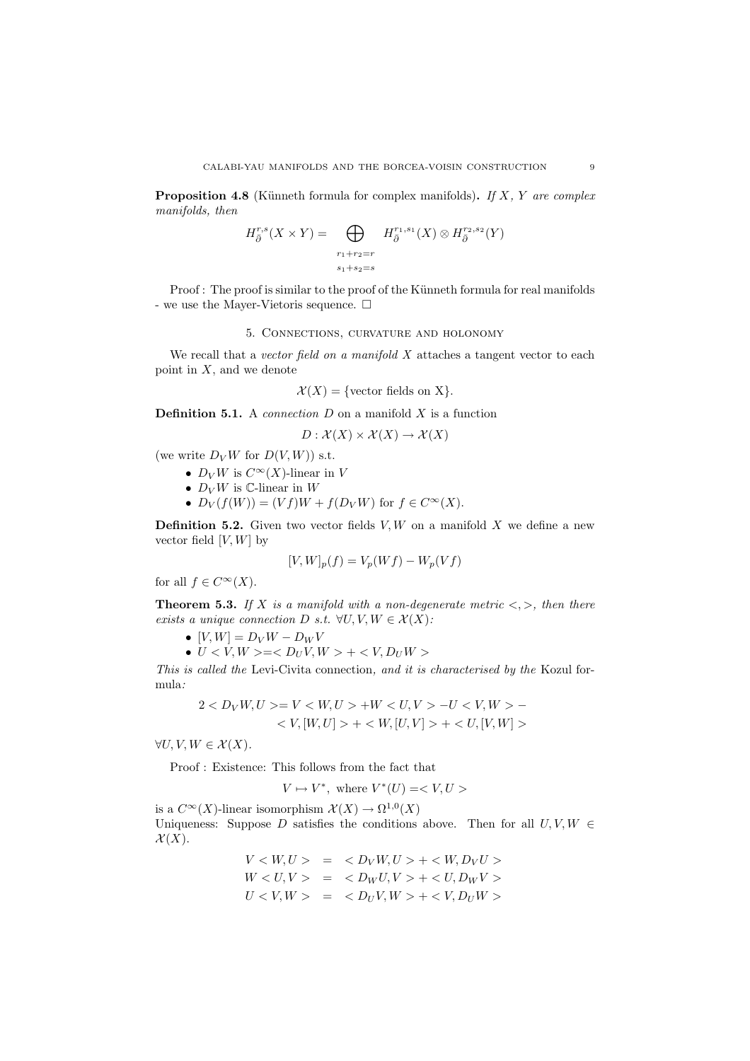**Proposition 4.8** (Künneth formula for complex manifolds)**.** *If $X$, $Y$ are complex manifolds, then*

$$H^{r,s}_{\bar\partial}(X \times Y) = \bigoplus_{\substack{r_1+r_2=r \\ s_1+s_2=s}} H^{r_1,s_1}_{\bar\partial}(X) \otimes H^{r_2,s_2}_{\bar\partial}(Y)$$

Proof : The proof is similar to the proof of the Künneth formula for real manifolds - we use the Mayer-Vietoris sequence. □

## 5. Connections, curvature and holonomy

We recall that a *vector field on a manifold $X$* attaches a tangent vector to each point in $X$, and we denote

$$\mathcal{X}(X) = \{\text{vector fields on X}\}.$$

**Definition 5.1.** A *connection $D$* on a manifold $X$ is a function

$$D : \mathcal{X}(X) \times \mathcal{X}(X) \to \mathcal{X}(X)$$

(we write $D_V W$ for $D(V, W)$) s.t.

- $D_V W$ is $C^\infty(X)$-linear in $V$
- $D_V W$ is $\mathbb{C}$-linear in $W$
- $D_V(f(W)) = (Vf)W + f(D_V W)$ for $f \in C^\infty(X)$.

**Definition 5.2.** Given two vector fields $V, W$ on a manifold $X$ we define a new vector field $[V, W]$ by

$$[V, W]_p(f) = V_p(Wf) - W_p(Vf)$$

for all $f \in C^\infty(X)$.

**Theorem 5.3.** *If $X$ is a manifold with a non-degenerate metric $<,>$, then there exists a unique connection $D$ s.t. $\forall U, V, W \in \mathcal{X}(X)$:*

- $[V, W] = D_V W - D_W V$
- $U < V, W > = < D_U V, W > + < V, D_U W >$

*This is called the* Levi-Civita connection*, and it is characterised by the* Kozul formula*:*

$$2 < D_V W, U > = V < W, U > + W < U, V > - U < V, W > - \\ < V, [W, U] > + < W, [U, V] > + < U, [V, W] >$$

$\forall U, V, W \in \mathcal{X}(X)$.

Proof : Existence: This follows from the fact that

$$V \mapsto V^*, \text{ where } V^*(U) = < V, U >$$

is a $C^\infty(X)$-linear isomorphism $\mathcal{X}(X) \to \Omega^{1,0}(X)$
Uniqueness: Suppose $D$ satisfies the conditions above. Then for all $U, V, W \in \mathcal{X}(X)$.

$$\begin{aligned}
V < W, U > &= < D_V W, U > + < W, D_V U > \\
W < U, V > &= < D_W U, V > + < U, D_W V > \\
U < V, W > &= < D_U V, W > + < V, D_U W >
\end{aligned}$$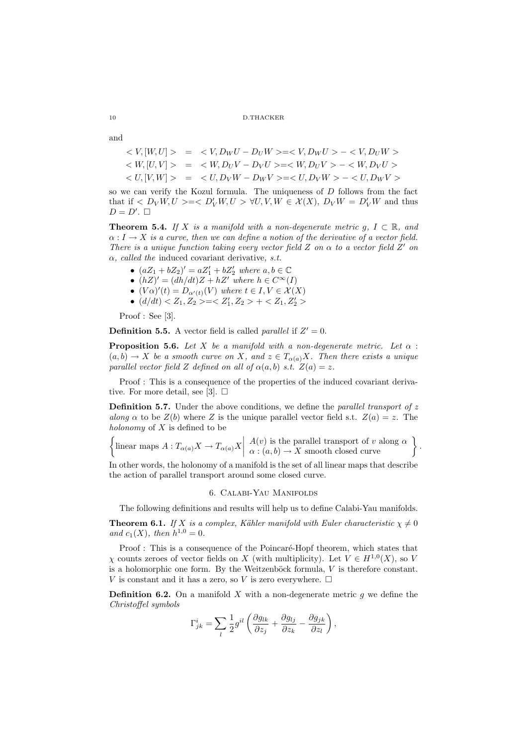and

$$
\begin{aligned}
< V, [W, U] > &= < V, D_W U - D_U W > = < V, D_W U > - < V, D_U W > \\
< W, [U, V] > &= < W, D_U V - D_V U > = < W, D_U V > - < W, D_V U > \\
< U, [V, W] > &= < U, D_V W - D_W V > = < U, D_V W > - < U, D_W V >
\end{aligned}
$$

so we can verify the Kozul formula. The uniqueness of $D$ follows from the fact that if $< D_V W, U > = < D'_V W, U > \forall U, V, W \in \mathcal{X}(X)$, $D_V W = D'_V W$ and thus $D = D'$. $\square$

**Theorem 5.4.** *If $X$ is a manifold with a non-degenerate metric $g$, $I \subset \mathbb{R}$, and $\alpha : I \to X$ is a curve, then we can define a notion of the derivative of a vector field. There is a unique function taking every vector field $Z$ on $\alpha$ to a vector field $Z'$ on $\alpha$, called the* induced covariant derivative, *s.t.*

- $(aZ_1 + bZ_2)' = aZ'_1 + bZ'_2$ *where* $a, b \in \mathbb{C}$
- $(hZ)' = (dh/dt)Z + hZ'$ *where* $h \in C^\infty(I)$
- $(V\alpha)'(t) = D_{\alpha'(t)}(V)$ *where* $t \in I, V \in \mathcal{X}(X)$
- $(d/dt) < Z_1, Z_2 > = < Z'_1, Z_2 > + < Z_1, Z'_2 >$

Proof : See [3].

**Definition 5.5.** A vector field is called *parallel* if $Z' = 0$.

**Proposition 5.6.** *Let $X$ be a manifold with a non-degenerate metric. Let $\alpha : (a, b) \to X$ be a smooth curve on $X$, and $z \in T_{\alpha(a)}X$. Then there exists a unique parallel vector field $Z$ defined on all of $\alpha(a, b)$ s.t. $Z(a) = z$.*

Proof : This is a consequence of the properties of the induced covariant derivative. For more detail, see [3]. $\square$

**Definition 5.7.** Under the above conditions, we define the *parallel transport of $z$ along $\alpha$* to be $Z(b)$ where $Z$ is the unique parallel vector field s.t. $Z(a) = z$. The *holonomy* of $X$ is defined to be

$$
\left\{ \text{linear maps } A : T_{\alpha(a)}X \to T_{\alpha(a)}X \,\middle|\, \begin{array}{l} A(v) \text{ is the parallel transport of } v \text{ along } \alpha \\ \alpha : (a, b) \to X \text{ smooth closed curve} \end{array} \right\}.
$$

In other words, the holonomy of a manifold is the set of all linear maps that describe the action of parallel transport around some closed curve.

## 6. Calabi-Yau Manifolds

The following definitions and results will help us to define Calabi-Yau manifolds.

**Theorem 6.1.** *If $X$ is a complex, Kähler manifold with Euler characteristic $\chi \neq 0$ and $c_1(X)$, then $h^{1,0} = 0$.*

Proof : This is a consequence of the Poincaré-Hopf theorem, which states that $\chi$ counts zeroes of vector fields on $X$ (with multiplicity). Let $V \in H^{1,0}(X)$, so $V$ is a holomorphic one form. By the Weitzenböck formula, $V$ is therefore constant. $V$ is constant and it has a zero, so $V$ is zero everywhere. $\square$

**Definition 6.2.** On a manifold $X$ with a non-degenerate metric $g$ we define the *Christoffel symbols*

$$
\Gamma^i_{jk} = \sum_l \frac{1}{2} g^{il} \left( \frac{\partial g_{lk}}{\partial z_j} + \frac{\partial g_{lj}}{\partial z_k} - \frac{\partial g_{jk}}{\partial z_l} \right),
$$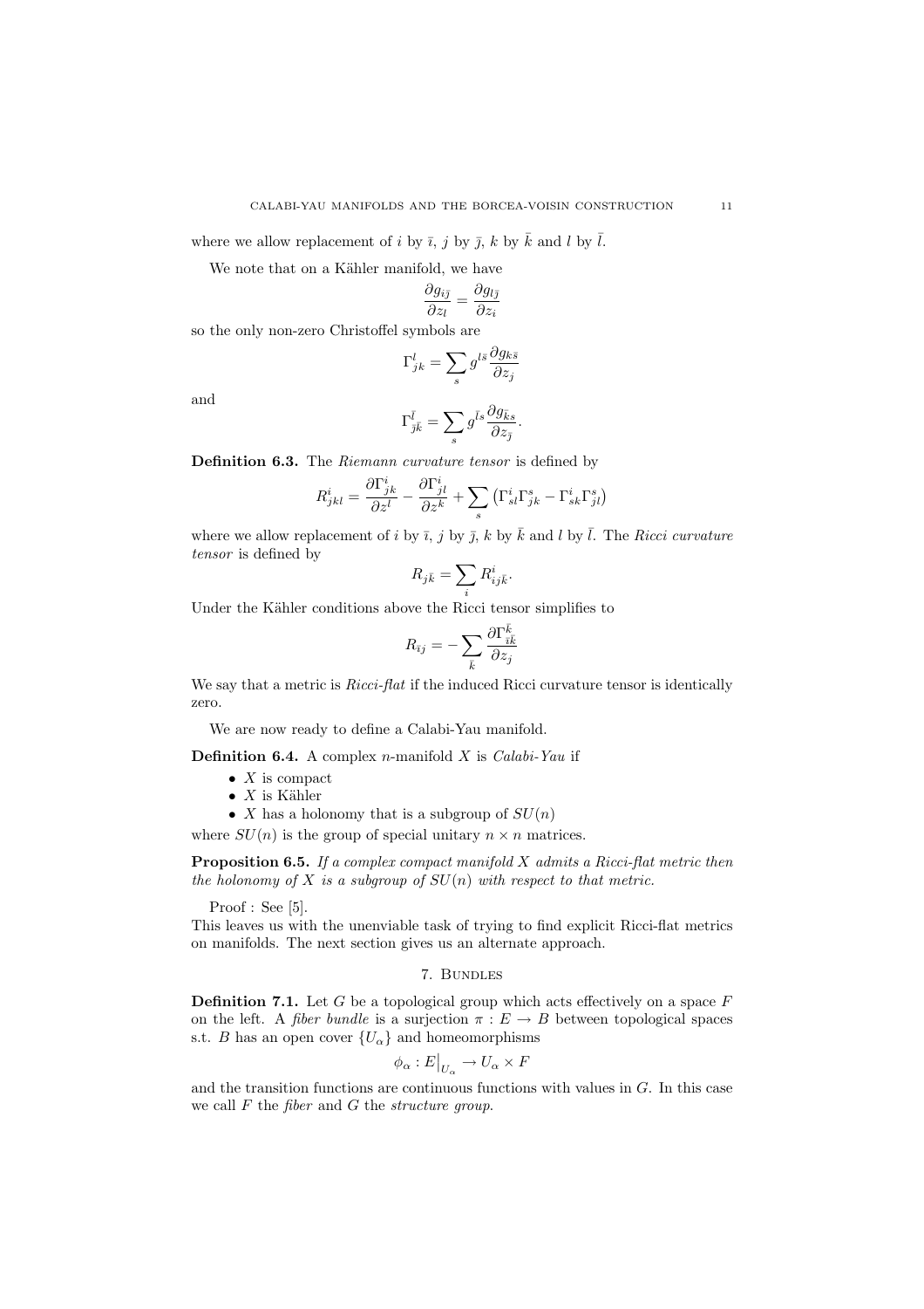where we allow replacement of $i$ by $\bar{\imath}$, $j$ by $\bar{\jmath}$, $k$ by $\bar{k}$ and $l$ by $\bar{l}$.

We note that on a Kähler manifold, we have

$$\frac{\partial g_{i\bar{\jmath}}}{\partial z_l} = \frac{\partial g_{l\bar{\jmath}}}{\partial z_i}$$

so the only non-zero Christoffel symbols are

$$\Gamma^l_{jk} = \sum_s g^{l\bar{s}} \frac{\partial g_{k\bar{s}}}{\partial z_j}$$

and

$$\Gamma^{\bar{l}}_{\bar{\jmath}\bar{k}} = \sum_s g^{\bar{l}s} \frac{\partial g_{\bar{k}s}}{\partial z_{\bar{\jmath}}}.$$

**Definition 6.3.** The *Riemann curvature tensor* is defined by

$$R^i_{jkl} = \frac{\partial \Gamma^i_{jk}}{\partial z^l} - \frac{\partial \Gamma^i_{jl}}{\partial z^k} + \sum_s \left( \Gamma^i_{sl} \Gamma^s_{jk} - \Gamma^i_{sk} \Gamma^s_{jl} \right)$$

where we allow replacement of $i$ by $\bar{\imath}$, $j$ by $\bar{\jmath}$, $k$ by $\bar{k}$ and $l$ by $\bar{l}$. The *Ricci curvature tensor* is defined by

$$R_{j\bar{k}} = \sum_i R^i_{ij\bar{k}}.$$

Under the Kähler conditions above the Ricci tensor simplifies to

$$R_{\bar{\imath}j} = -\sum_{\bar{k}} \frac{\partial \Gamma^{\bar{k}}_{\bar{\imath}\bar{k}}}{\partial z_j}$$

We say that a metric is *Ricci-flat* if the induced Ricci curvature tensor is identically zero.

We are now ready to define a Calabi-Yau manifold.

**Definition 6.4.** A complex $n$-manifold $X$ is *Calabi-Yau* if

- $X$ is compact
- $X$ is Kähler
- $X$ has a holonomy that is a subgroup of $SU(n)$

where $SU(n)$ is the group of special unitary $n \times n$ matrices.

**Proposition 6.5.** *If a complex compact manifold $X$ admits a Ricci-flat metric then the holonomy of $X$ is a subgroup of $SU(n)$ with respect to that metric.*

Proof : See [5].

This leaves us with the unenviable task of trying to find explicit Ricci-flat metrics on manifolds. The next section gives us an alternate approach.

## 7. Bundles

**Definition 7.1.** Let $G$ be a topological group which acts effectively on a space $F$ on the left. A *fiber bundle* is a surjection $\pi : E \to B$ between topological spaces s.t. $B$ has an open cover $\{U_\alpha\}$ and homeomorphisms

$$\phi_\alpha : E\big|_{U_\alpha} \to U_\alpha \times F$$

and the transition functions are continuous functions with values in $G$. In this case we call $F$ the *fiber* and $G$ the *structure group*.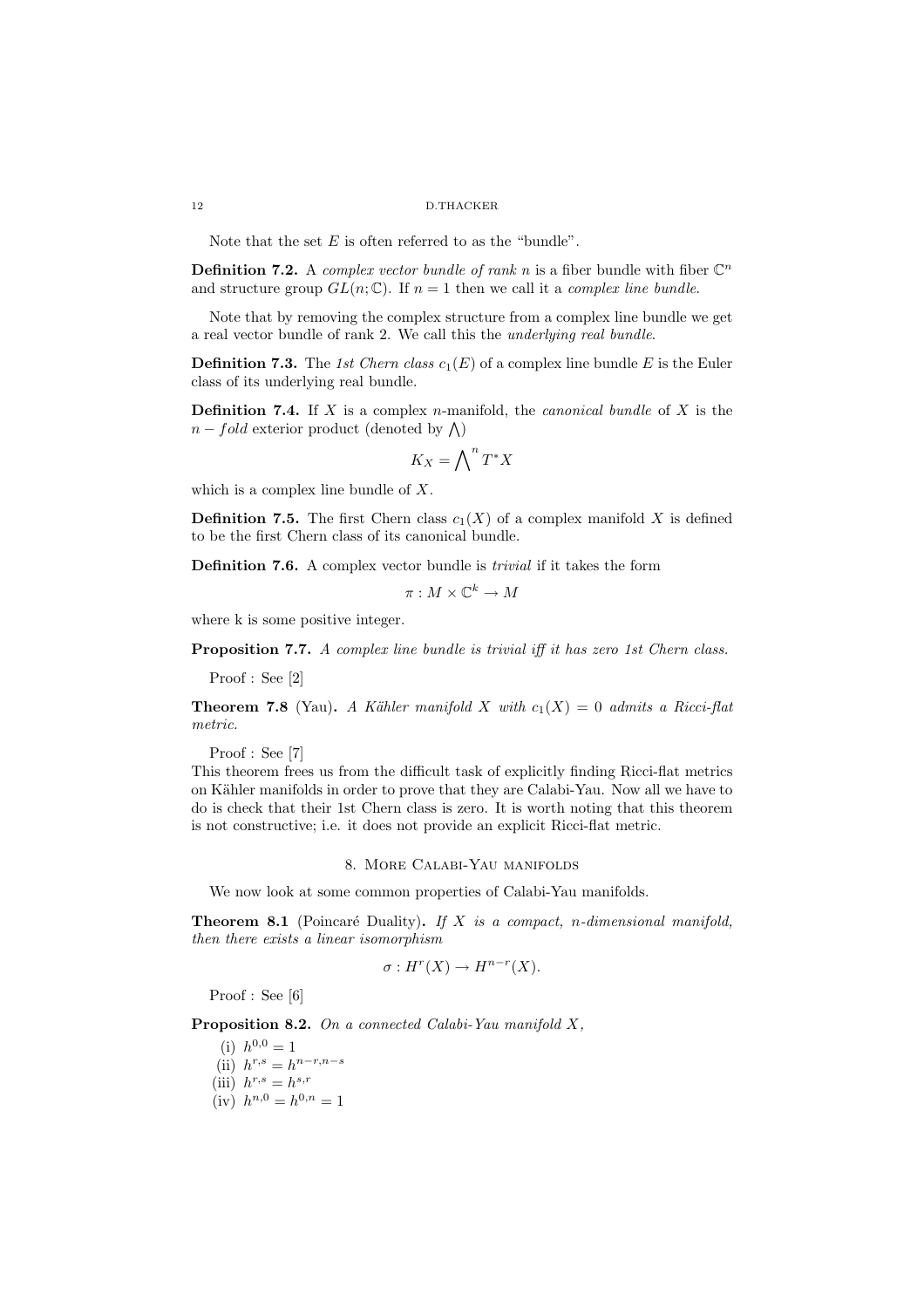Note that the set $E$ is often referred to as the "bundle".

**Definition 7.2.** A *complex vector bundle of rank n* is a fiber bundle with fiber $\mathbb{C}^n$ and structure group $GL(n;\mathbb{C})$. If $n = 1$ then we call it a *complex line bundle*.

Note that by removing the complex structure from a complex line bundle we get a real vector bundle of rank 2. We call this the *underlying real bundle*.

**Definition 7.3.** The *1st Chern class* $c_1(E)$ of a complex line bundle $E$ is the Euler class of its underlying real bundle.

**Definition 7.4.** If $X$ is a complex $n$-manifold, the *canonical bundle* of $X$ is the $n-fold$ exterior product (denoted by $\bigwedge$)

$$K_X = \bigwedge^n T^*X$$

which is a complex line bundle of $X$.

**Definition 7.5.** The first Chern class $c_1(X)$ of a complex manifold $X$ is defined to be the first Chern class of its canonical bundle.

**Definition 7.6.** A complex vector bundle is *trivial* if it takes the form

$$\pi : M \times \mathbb{C}^k \to M$$

where k is some positive integer.

**Proposition 7.7.** *A complex line bundle is trivial iff it has zero 1st Chern class.*

Proof : See [2]

**Theorem 7.8** (Yau)**.** *A Kähler manifold $X$ with $c_1(X) = 0$ admits a Ricci-flat metric.*

Proof : See [7]

This theorem frees us from the difficult task of explicitly finding Ricci-flat metrics on Kähler manifolds in order to prove that they are Calabi-Yau. Now all we have to do is check that their 1st Chern class is zero. It is worth noting that this theorem is not constructive; i.e. it does not provide an explicit Ricci-flat metric.

## 8. More Calabi-Yau manifolds

We now look at some common properties of Calabi-Yau manifolds.

**Theorem 8.1** (Poincaré Duality)**.** *If $X$ is a compact, $n$-dimensional manifold, then there exists a linear isomorphism*

$$\sigma : H^r(X) \to H^{n-r}(X).$$

Proof : See [6]

**Proposition 8.2.** *On a connected Calabi-Yau manifold $X$,*

(i) $h^{0,0} = 1$
(ii) $h^{r,s} = h^{n-r,n-s}$
(iii) $h^{r,s} = h^{s,r}$
(iv) $h^{n,0} = h^{0,n} = 1$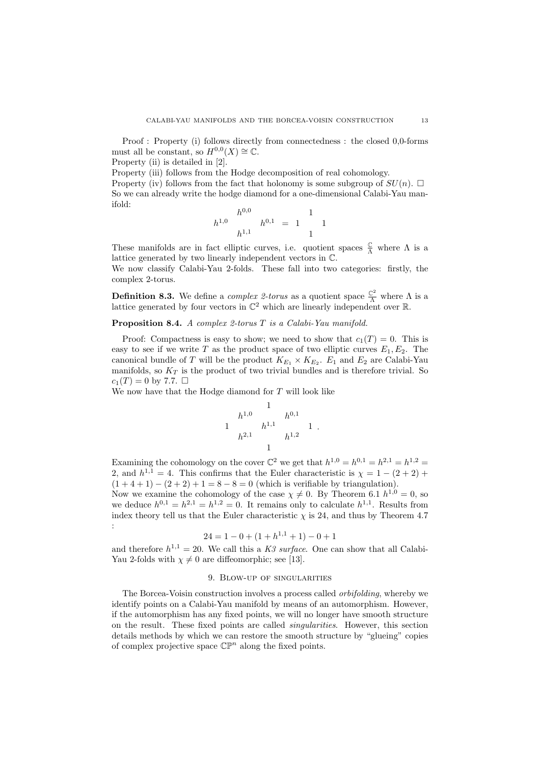Proof : Property (i) follows directly from connectedness : the closed 0,0-forms must all be constant, so $H^{0,0}(X) \cong \mathbb{C}$.
Property (ii) is detailed in [2].
Property (iii) follows from the Hodge decomposition of real cohomology.
Property (iv) follows from the fact that holonomy is some subgroup of $SU(n)$. $\square$
So we can already write the hodge diamond for a one-dimensional Calabi-Yau manifold:

$$\begin{matrix} & h^{0,0} & \\ h^{1,0} & & h^{0,1} \\ & h^{1,1} & \end{matrix} = \begin{matrix} & 1 & \\ 1 & & 1 \\ & 1 & \end{matrix}$$

These manifolds are in fact elliptic curves, i.e. quotient spaces $\frac{\mathbb{C}}{\Lambda}$ where $\Lambda$ is a lattice generated by two linearly independent vectors in $\mathbb{C}$.
We now classify Calabi-Yau 2-folds. These fall into two categories: firstly, the complex 2-torus.

**Definition 8.3.** We define a *complex 2-torus* as a quotient space $\frac{\mathbb{C}^2}{\Lambda}$ where $\Lambda$ is a lattice generated by four vectors in $\mathbb{C}^2$ which are linearly independent over $\mathbb{R}$.

**Proposition 8.4.** *A complex 2-torus $T$ is a Calabi-Yau manifold.*

Proof: Compactness is easy to show; we need to show that $c_1(T) = 0$. This is easy to see if we write $T$ as the product space of two elliptic curves $E_1, E_2$. The canonical bundle of $T$ will be the product $K_{E_1} \times K_{E_2}$. $E_1$ and $E_2$ are Calabi-Yau manifolds, so $K_T$ is the product of two trivial bundles and is therefore trivial. So $c_1(T) = 0$ by 7.7. $\square$
We now have that the Hodge diamond for $T$ will look like

$$\begin{matrix} & & 1 & & \\ & h^{1,0} & & h^{0,1} & \\ 1 & & h^{1,1} & & 1 \\ & h^{2,1} & & h^{1,2} & \\ & & 1 & & \end{matrix} .$$

Examining the cohomology on the cover $\mathbb{C}^2$ we get that $h^{1,0} = h^{0,1} = h^{2,1} = h^{1,2} = 2$, and $h^{1,1} = 4$. This confirms that the Euler characteristic is $\chi = 1 - (2+2) + (1+4+1) - (2+2) + 1 = 8 - 8 = 0$ (which is verifiable by triangulation).
Now we examine the cohomology of the case $\chi \neq 0$. By Theorem 6.1 $h^{1,0} = 0$, so we deduce $h^{0,1} = h^{2,1} = h^{1,2} = 0$. It remains only to calculate $h^{1,1}$. Results from index theory tell us that the Euler characteristic $\chi$ is 24, and thus by Theorem 4.7 :

$$24 = 1 - 0 + (1 + h^{1,1} + 1) - 0 + 1$$

and therefore $h^{1,1} = 20$. We call this a *K3 surface*. One can show that all Calabi-Yau 2-folds with $\chi \neq 0$ are diffeomorphic; see [13].

## 9. Blow-up of singularities

The Borcea-Voisin construction involves a process called *orbifolding*, whereby we identify points on a Calabi-Yau manifold by means of an automorphism. However, if the automorphism has any fixed points, we will no longer have smooth structure on the result. These fixed points are called *singularities*. However, this section details methods by which we can restore the smooth structure by "glueing" copies of complex projective space $\mathbb{CP}^n$ along the fixed points.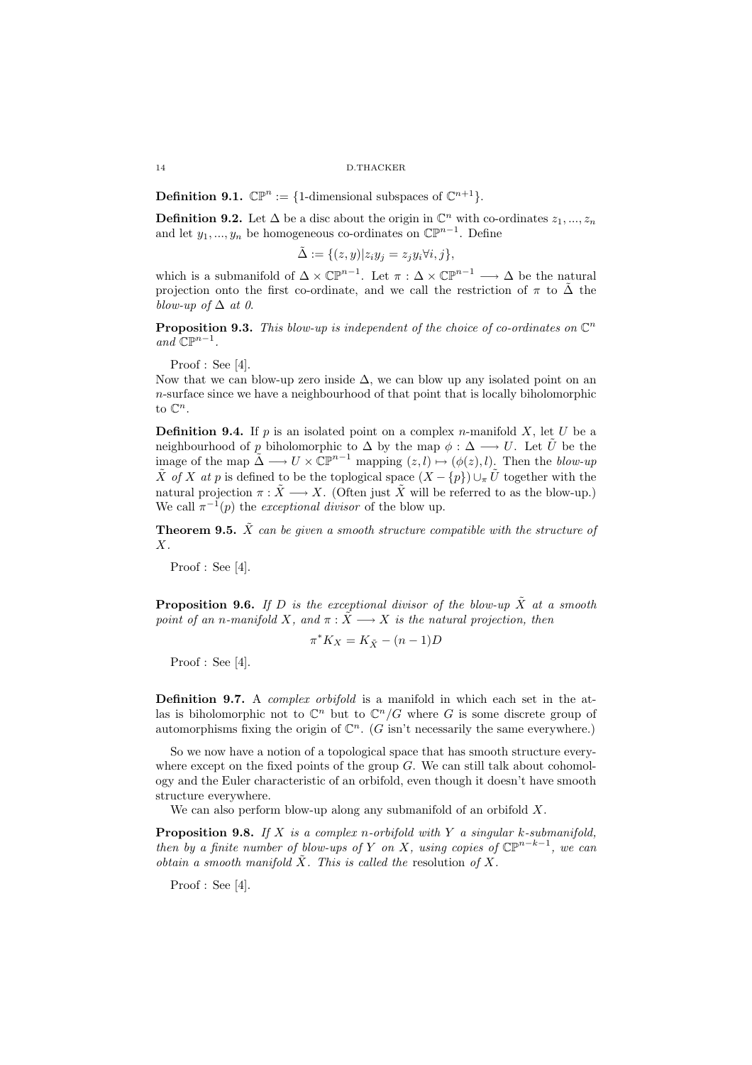**Definition 9.1.** $\mathbb{CP}^n := \{$1-dimensional subspaces of $\mathbb{C}^{n+1}\}$.

**Definition 9.2.** Let $\Delta$ be a disc about the origin in $\mathbb{C}^n$ with co-ordinates $z_1, ..., z_n$ and let $y_1, ..., y_n$ be homogeneous co-ordinates on $\mathbb{CP}^{n-1}$. Define

$$\tilde{\Delta} := \{(z, y) | z_i y_j = z_j y_i \forall i, j\},$$

which is a submanifold of $\Delta \times \mathbb{CP}^{n-1}$. Let $\pi : \Delta \times \mathbb{CP}^{n-1} \longrightarrow \Delta$ be the natural projection onto the first co-ordinate, and we call the restriction of $\pi$ to $\tilde{\Delta}$ the *blow-up of $\Delta$ at 0*.

**Proposition 9.3.** *This blow-up is independent of the choice of co-ordinates on $\mathbb{C}^n$ and $\mathbb{CP}^{n-1}$.*

Proof : See [4].

Now that we can blow-up zero inside $\Delta$, we can blow up any isolated point on an $n$-surface since we have a neighbourhood of that point that is locally biholomorphic to $\mathbb{C}^n$.

**Definition 9.4.** If $p$ is an isolated point on a complex $n$-manifold $X$, let $U$ be a neighbourhood of $p$ biholomorphic to $\Delta$ by the map $\phi : \Delta \longrightarrow U$. Let $\tilde{U}$ be the image of the map $\tilde{\Delta} \longrightarrow U \times \mathbb{CP}^{n-1}$ mapping $(z, l) \mapsto (\phi(z), l)$. Then the *blow-up $\tilde{X}$ of $X$ at $p$* is defined to be the toplogical space $(X - \{p\}) \cup_\pi \tilde{U}$ together with the natural projection $\pi : \tilde{X} \longrightarrow X$. (Often just $\tilde{X}$ will be referred to as the blow-up.) We call $\pi^{-1}(p)$ the *exceptional divisor* of the blow up.

**Theorem 9.5.** *$\tilde{X}$ can be given a smooth structure compatible with the structure of $X$.*

Proof : See [4].

**Proposition 9.6.** *If $D$ is the exceptional divisor of the blow-up $\tilde{X}$ at a smooth point of an $n$-manifold $X$, and $\pi : \tilde{X} \longrightarrow X$ is the natural projection, then*

$$\pi^* K_X = K_{\tilde{X}} - (n-1)D$$

Proof : See [4].

**Definition 9.7.** A *complex orbifold* is a manifold in which each set in the atlas is biholomorphic not to $\mathbb{C}^n$ but to $\mathbb{C}^n/G$ where $G$ is some discrete group of automorphisms fixing the origin of $\mathbb{C}^n$. ($G$ isn't necessarily the same everywhere.)

So we now have a notion of a topological space that has smooth structure everywhere except on the fixed points of the group $G$. We can still talk about cohomology and the Euler characteristic of an orbifold, even though it doesn't have smooth structure everywhere.

We can also perform blow-up along any submanifold of an orbifold $X$.

**Proposition 9.8.** *If $X$ is a complex $n$-orbifold with $Y$ a singular $k$-submanifold, then by a finite number of blow-ups of $Y$ on $X$, using copies of $\mathbb{CP}^{n-k-1}$, we can obtain a smooth manifold $\tilde{X}$. This is called the* resolution *of $X$.*

Proof : See [4].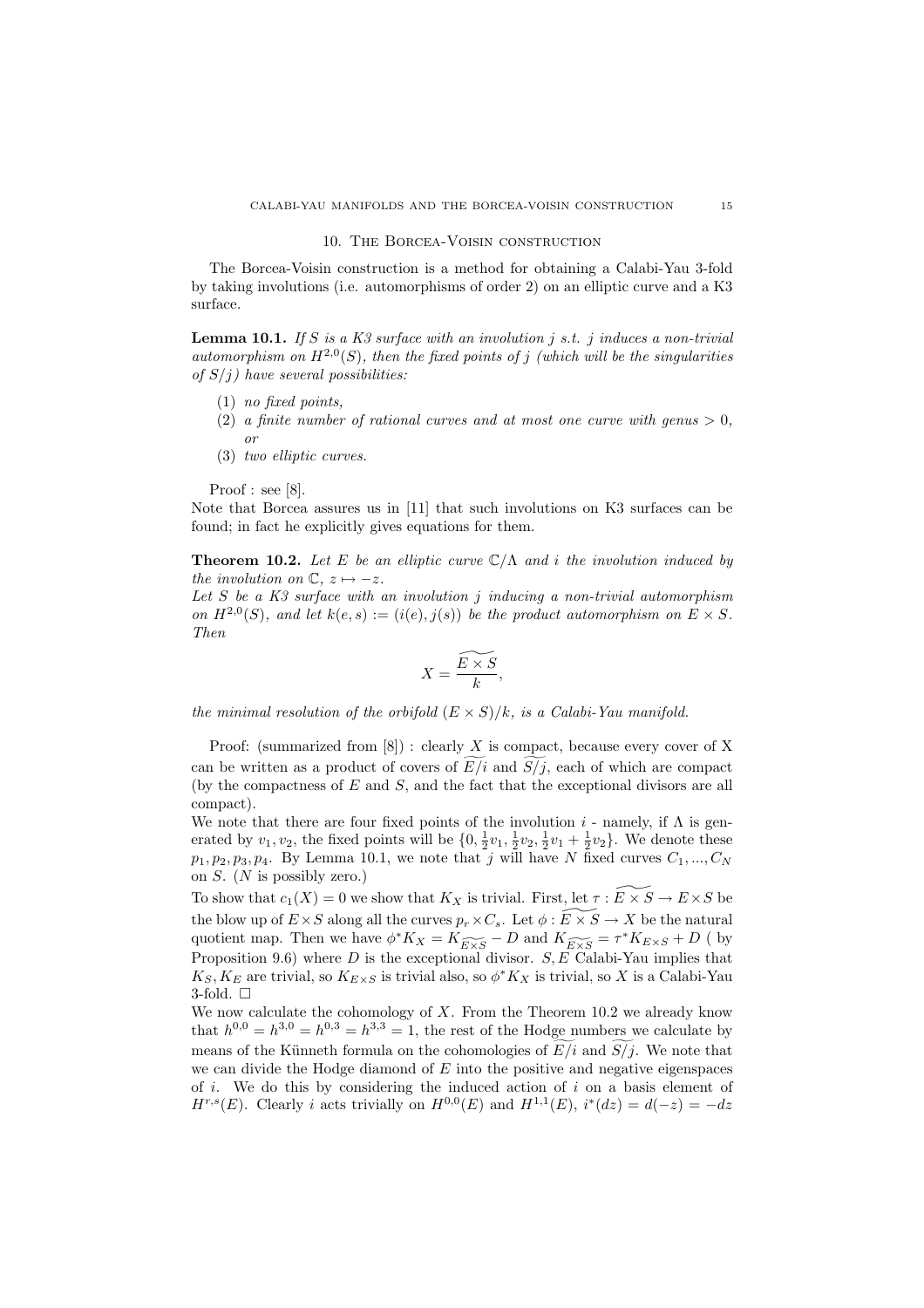## 10. The Borcea-Voisin construction

The Borcea-Voisin construction is a method for obtaining a Calabi-Yau 3-fold by taking involutions (i.e. automorphisms of order 2) on an elliptic curve and a K3 surface.

**Lemma 10.1.** *If $S$ is a K3 surface with an involution $j$ s.t. $j$ induces a non-trivial automorphism on $H^{2,0}(S)$, then the fixed points of $j$ (which will be the singularities of $S/j$) have several possibilities:*

1. *no fixed points,*
2. *a finite number of rational curves and at most one curve with genus $> 0$, or*
3. *two elliptic curves.*

Proof : see [8].

Note that Borcea assures us in [11] that such involutions on K3 surfaces can be found; in fact he explicitly gives equations for them.

**Theorem 10.2.** *Let $E$ be an elliptic curve $\mathbb{C}/\Lambda$ and $i$ the involution induced by the involution on $\mathbb{C}$, $z \mapsto -z$.*
*Let $S$ be a K3 surface with an involution $j$ inducing a non-trivial automorphism on $H^{2,0}(S)$, and let $k(e,s) := (i(e), j(s))$ be the product automorphism on $E \times S$. Then*

$$X = \widetilde{\frac{E \times S}{k}},$$

*the minimal resolution of the orbifold $(E \times S)/k$, is a Calabi-Yau manifold.*

Proof: (summarized from [8]) : clearly $X$ is compact, because every cover of X can be written as a product of covers of $\widetilde{E/i}$ and $\widetilde{S/j}$, each of which are compact (by the compactness of $E$ and $S$, and the fact that the exceptional divisors are all compact).

We note that there are four fixed points of the involution $i$ - namely, if $\Lambda$ is generated by $v_1, v_2$, the fixed points will be $\{0, \frac{1}{2}v_1, \frac{1}{2}v_2, \frac{1}{2}v_1 + \frac{1}{2}v_2\}$. We denote these $p_1, p_2, p_3, p_4$. By Lemma 10.1, we note that $j$ will have $N$ fixed curves $C_1, ..., C_N$ on $S$. ($N$ is possibly zero.)

To show that $c_1(X) = 0$ we show that $K_X$ is trivial. First, let $\tau : \widetilde{E \times S} \to E \times S$ be the blow up of $E \times S$ along all the curves $p_r \times C_s$. Let $\phi : \widetilde{E \times S} \to X$ be the natural quotient map. Then we have $\phi^* K_X = K_{\widetilde{E \times S}} - D$ and $K_{\widetilde{E \times S}} = \tau^* K_{E \times S} + D$ ( by Proposition 9.6) where $D$ is the exceptional divisor. $S, E$ Calabi-Yau implies that $K_S, K_E$ are trivial, so $K_{E \times S}$ is trivial also, so $\phi^* K_X$ is trivial, so $X$ is a Calabi-Yau 3-fold. $\square$

We now calculate the cohomology of $X$. From the Theorem 10.2 we already know that $h^{0,0} = h^{3,0} = h^{0,3} = h^{3,3} = 1$, the rest of the Hodge numbers we calculate by means of the Künneth formula on the cohomologies of $\widetilde{E/i}$ and $\widetilde{S/j}$. We note that we can divide the Hodge diamond of $E$ into the positive and negative eigenspaces of $i$. We do this by considering the induced action of $i$ on a basis element of $H^{r,s}(E)$. Clearly $i$ acts trivially on $H^{0,0}(E)$ and $H^{1,1}(E)$, $i^*(dz) = d(-z) = -dz$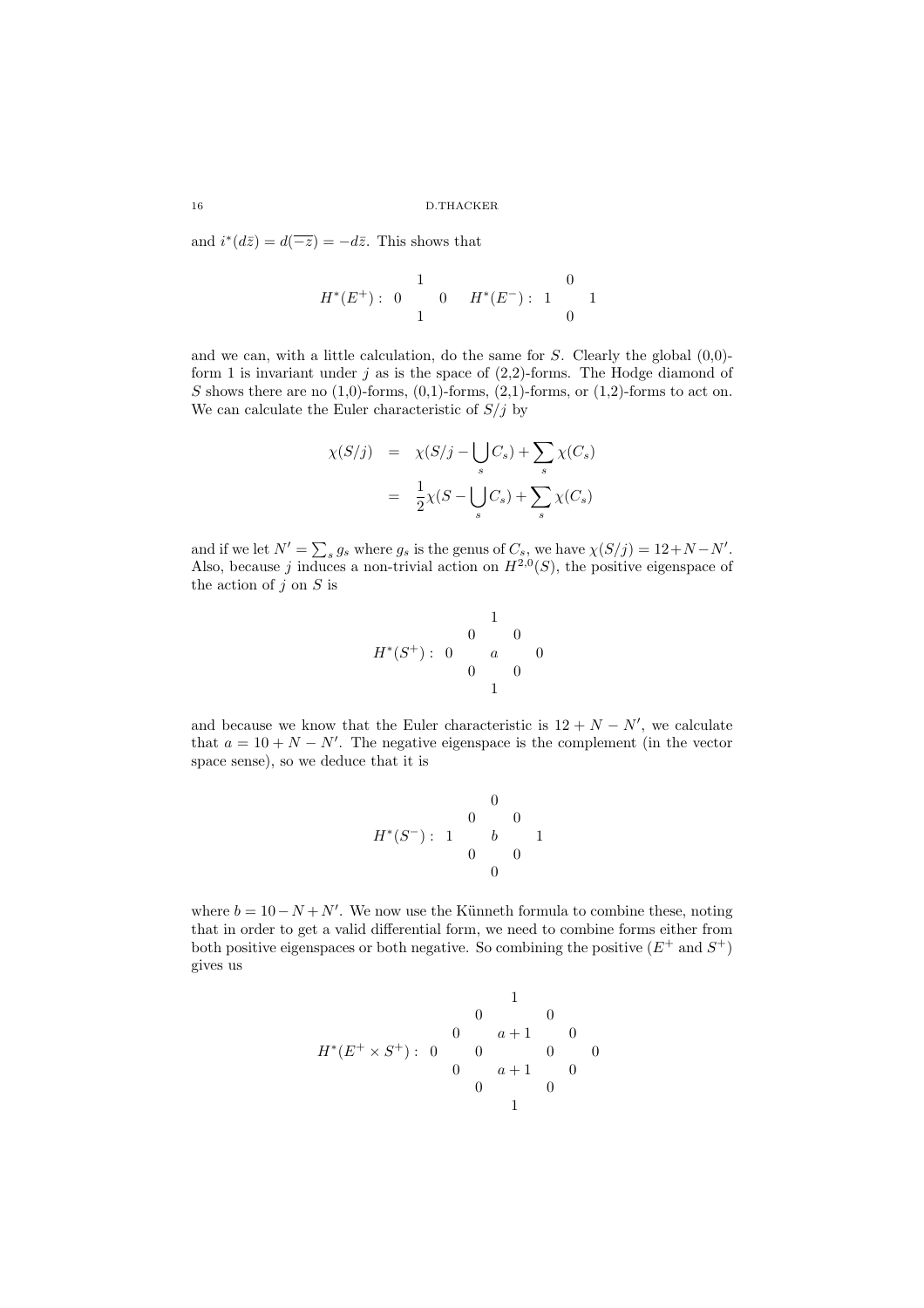and $i^*(d\bar{z}) = d(\overline{-z}) = -d\bar{z}$. This shows that

$$
H^*(E^+): \begin{array}{ccc} & 1 & \\ 0 & & 0 \\ & 1 & \end{array} \qquad H^*(E^-): \begin{array}{ccc} & 0 & \\ 1 & & 1 \\ & 0 & \end{array}
$$

and we can, with a little calculation, do the same for $S$. Clearly the global (0,0)-form 1 is invariant under $j$ as is the space of (2,2)-forms. The Hodge diamond of $S$ shows there are no (1,0)-forms, (0,1)-forms, (2,1)-forms, or (1,2)-forms to act on. We can calculate the Euler characteristic of $S/j$ by

$$
\begin{aligned}
\chi(S/j) &= \chi(S/j - \bigcup_s C_s) + \sum_s \chi(C_s) \\
&= \frac{1}{2}\chi(S - \bigcup_s C_s) + \sum_s \chi(C_s)
\end{aligned}
$$

and if we let $N' = \sum_s g_s$ where $g_s$ is the genus of $C_s$, we have $\chi(S/j) = 12 + N - N'$. Also, because $j$ induces a non-trivial action on $H^{2,0}(S)$, the positive eigenspace of the action of $j$ on $S$ is

$$
H^*(S^+): \begin{array}{ccccc} & & 1 & & \\ & 0 & & 0 & \\ 0 & & a & & 0 \\ & 0 & & 0 & \\ & & 1 & & \end{array}
$$

and because we know that the Euler characteristic is $12 + N - N'$, we calculate that $a = 10 + N - N'$. The negative eigenspace is the complement (in the vector space sense), so we deduce that it is

$$
H^*(S^-): \begin{array}{ccccc} & & 0 & & \\ & 0 & & 0 & \\ 1 & & b & & 1 \\ & 0 & & 0 & \\ & & 0 & & \end{array}
$$

where $b = 10 - N + N'$. We now use the Künneth formula to combine these, noting that in order to get a valid differential form, we need to combine forms either from both positive eigenspaces or both negative. So combining the positive ($E^+$ and $S^+$) gives us

$$
H^*(E^+ \times S^+): \begin{array}{ccccccc} & & & 1 & & & \\ & & 0 & & 0 & & \\ & 0 & & a+1 & & 0 & \\ 0 & & 0 & & 0 & & 0 \\ & 0 & & a+1 & & 0 & \\ & & 0 & & 0 & & \\ & & & 1 & & & \end{array}
$$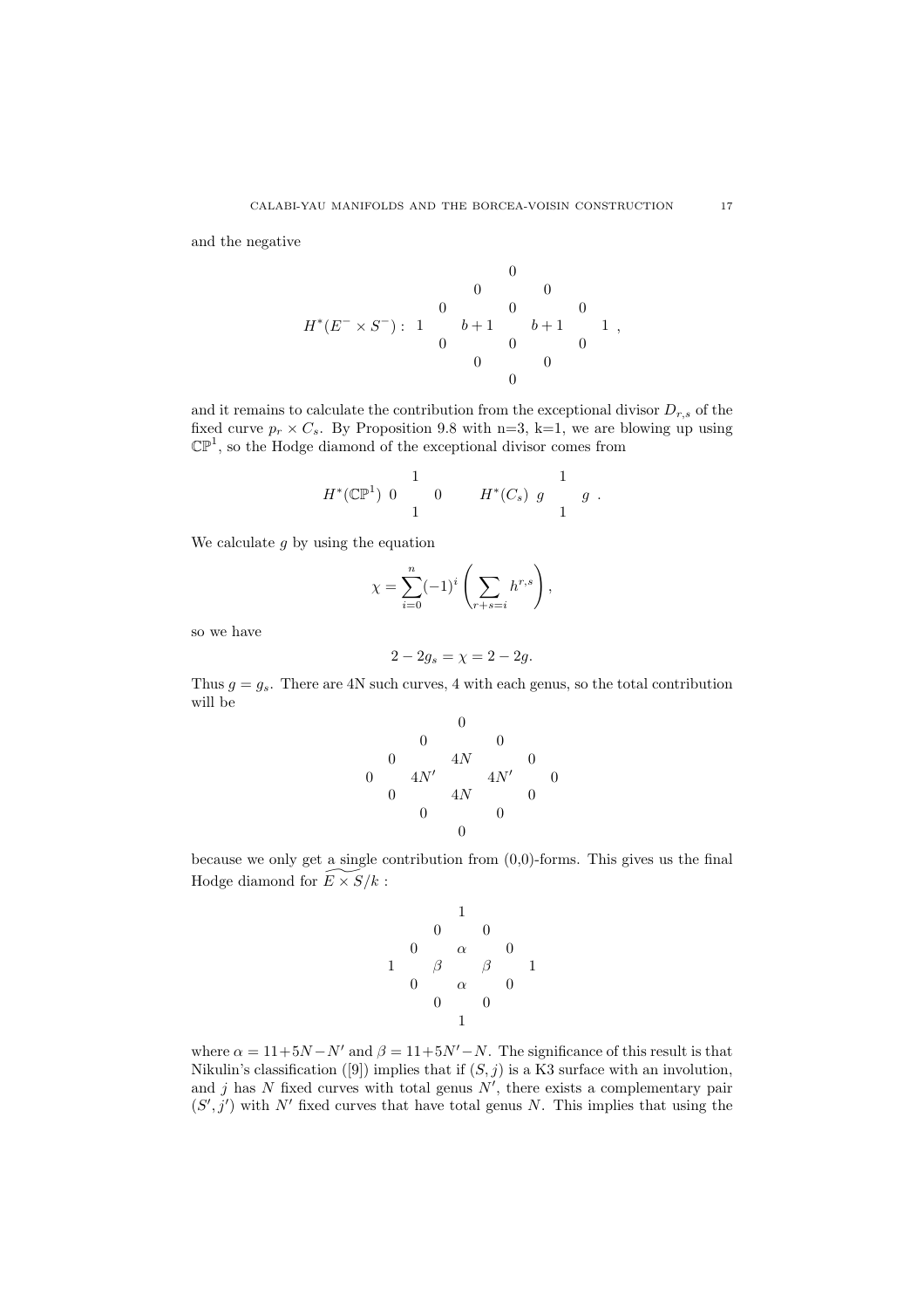and the negative

$$
H^*(E^- \times S^-): \begin{array}{ccccccc}
 & & & 0 & & & \\
 & & 0 & & 0 & & \\
 & 0 & & 0 & & 0 & \\
1 & & b+1 & & b+1 & & 1 \\
 & 0 & & 0 & & 0 & \\
 & & 0 & & 0 & & \\
 & & & 0 & & &
\end{array},
$$

and it remains to calculate the contribution from the exceptional divisor $D_{r,s}$ of the fixed curve $p_r \times C_s$. By Proposition 9.8 with n=3, k=1, we are blowing up using $\mathbb{CP}^1$, so the Hodge diamond of the exceptional divisor comes from

$$
H^*(\mathbb{CP}^1) \begin{array}{ccc} & 1 & \\ 0 & & 0 \\ & 1 & \end{array} \qquad H^*(C_s) \begin{array}{ccc} & 1 & \\ g & & g \\ & 1 & \end{array}.
$$

We calculate $g$ by using the equation

$$
\chi = \sum_{i=0}^{n} (-1)^i \left( \sum_{r+s=i} h^{r,s} \right),
$$

so we have

$$
2 - 2g_s = \chi = 2 - 2g.
$$

Thus $g = g_s$. There are 4N such curves, 4 with each genus, so the total contribution will be

$$
\begin{array}{ccccccc}
 & & & 0 & & & \\
 & & 0 & & 0 & & \\
 & 0 & & 4N & & 0 & \\
0 & & 4N' & & 4N' & & 0 \\
 & 0 & & 4N & & 0 & \\
 & & 0 & & 0 & & \\
 & & & 0 & & &
\end{array}
$$

because we only get a single contribution from (0,0)-forms. This gives us the final Hodge diamond for $\widetilde{E \times S}/k$ :

$$
\begin{array}{ccccccc}
 & & & 1 & & & \\
 & & 0 & & 0 & & \\
 & 0 & & \alpha & & 0 & \\
1 & & \beta & & \beta & & 1 \\
 & 0 & & \alpha & & 0 & \\
 & & 0 & & 0 & & \\
 & & & 1 & & &
\end{array}
$$

where $\alpha = 11 + 5N - N'$ and $\beta = 11 + 5N' - N$. The significance of this result is that Nikulin's classification ([9]) implies that if $(S, j)$ is a K3 surface with an involution, and $j$ has $N$ fixed curves with total genus $N'$, there exists a complementary pair $(S', j')$ with $N'$ fixed curves that have total genus $N$. This implies that using the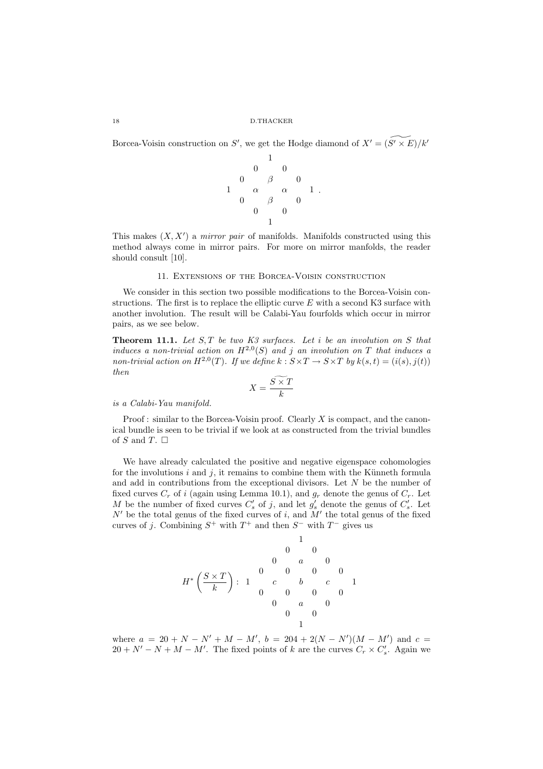Borcea-Voisin construction on $S'$, we get the Hodge diamond of $X' = (\widetilde{S' \times E})/k'$

$$\begin{array}{ccccccc} & & & 1 & & & \\ & & 0 & & 0 & & \\ & 0 & & \beta & & 0 & \\ 1 & & \alpha & & \alpha & & 1 \\ & 0 & & \beta & & 0 & \\ & & 0 & & 0 & & \\ & & & 1 & & & \end{array} .$$

This makes $(X, X')$ a *mirror pair* of manifolds. Manifolds constructed using this method always come in mirror pairs. For more on mirror manfolds, the reader should consult [10].

## 11. Extensions of the Borcea-Voisin construction

We consider in this section two possible modifications to the Borcea-Voisin constructions. The first is to replace the elliptic curve $E$ with a second K3 surface with another involution. The result will be Calabi-Yau fourfolds which occur in mirror pairs, as we see below.

**Theorem 11.1.** *Let $S, T$ be two K3 surfaces. Let $i$ be an involution on $S$ that induces a non-trivial action on $H^{2,0}(S)$ and $j$ an involution on $T$ that induces a non-trivial action on $H^{2,0}(T)$. If we define $k : S \times T \to S \times T$ by $k(s,t) = (i(s), j(t))$ then*

$$X = \frac{\widetilde{S \times T}}{k}$$

*is a Calabi-Yau manifold.*

Proof : similar to the Borcea-Voisin proof. Clearly $X$ is compact, and the canonical bundle is seen to be trivial if we look at as constructed from the trivial bundles of $S$ and $T$. $\Box$

We have already calculated the positive and negative eigenspace cohomologies for the involutions $i$ and $j$, it remains to combine them with the Künneth formula and add in contributions from the exceptional divisors. Let $N$ be the number of fixed curves $C_r$ of $i$ (again using Lemma 10.1), and $g_r$ denote the genus of $C_r$. Let $M$ be the number of fixed curves $C'_s$ of $j$, and let $g'_s$ denote the genus of $C'_s$. Let $N'$ be the total genus of the fixed curves of $i$, and $M'$ the total genus of the fixed curves of $j$. Combining $S^+$ with $T^+$ and then $S^-$ with $T^-$ gives us

$$H^*\left(\frac{S \times T}{k}\right) : \begin{array}{ccccccccc} & & & & 1 & & & & \\ & & & 0 & & 0 & & & \\ & & 0 & & a & & 0 & & \\ & 0 & & 0 & & 0 & & 0 & \\ 1 & & c & & b & & c & & 1 \\ & 0 & & 0 & & 0 & & 0 & \\ & & 0 & & a & & 0 & & \\ & & & 0 & & 0 & & & \\ & & & & 1 & & & & \end{array}$$

where $a = 20 + N - N' + M - M'$, $b = 204 + 2(N - N')(M - M')$ and $c = 20 + N' - N + M - M'$. The fixed points of $k$ are the curves $C_r \times C'_s$. Again we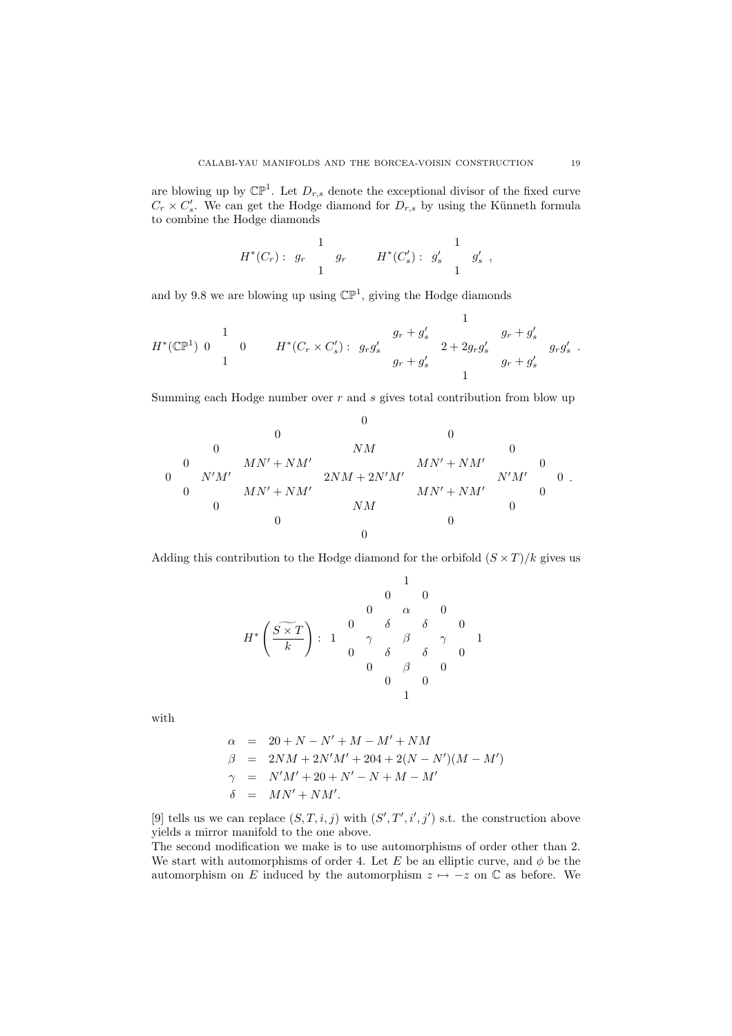are blowing up by $\mathbb{CP}^1$. Let $D_{r,s}$ denote the exceptional divisor of the fixed curve $C_r \times C'_s$. We can get the Hodge diamond for $D_{r,s}$ by using the Künneth formula to combine the Hodge diamonds

$$H^*(C_r): \begin{array}{ccc} & 1 & \\ g_r & & g_r \\ & 1 & \end{array} \qquad H^*(C'_s): \begin{array}{ccc} & 1 & \\ g'_s & & g'_s \\ & 1 & \end{array},$$

and by 9.8 we are blowing up using $\mathbb{CP}^1$, giving the Hodge diamonds

$$H^*(\mathbb{CP}^1) \begin{array}{ccc} & 1 & \\ 0 & & 0 \\ & 1 & \end{array} \qquad H^*(C_r \times C'_s): \begin{array}{ccccc} & & 1 & & \\ & g_r + g'_s & & g_r + g'_s & \\ g_r g'_s & & 2 + 2g_r g'_s & & g_r g'_s \\ & g_r + g'_s & & g_r + g'_s & \\ & & 1 & & \end{array}.$$

Summing each Hodge number over $r$ and $s$ gives total contribution from blow up

$$\begin{array}{ccccccccc} & & & & 0 & & & & \\ & & & 0 & & 0 & & & \\ & & 0 & & NM & & 0 & & \\ & 0 & & MN' + NM' & & MN' + NM' & & 0 & \\ 0 & & N'M' & & 2NM + 2N'M' & & N'M' & & 0 \\ & 0 & & MN' + NM' & & MN' + NM' & & 0 & \\ & & 0 & & NM & & 0 & & \\ & & & 0 & & 0 & & & \\ & & & & 0 & & & & \end{array}.$$

Adding this contribution to the Hodge diamond for the orbifold $(S \times T)/k$ gives us

$$H^*\left(\widetilde{\frac{S \times T}{k}}\right): \begin{array}{ccccccc} & & & 1 & & & \\ & & 0 & & 0 & & \\ & 0 & & \alpha & & 0 & \\ 0 & & \delta & & \delta & & 0 \\ 1 \quad \gamma & & & \beta & & & \gamma \quad 1 \\ 0 & & \delta & & \delta & & 0 \\ & 0 & & \beta & & 0 & \\ & & 0 & & 0 & & \\ & & & 1 & & & \end{array}$$

with

$$\begin{aligned} \alpha &= 20 + N - N' + M - M' + NM \\ \beta &= 2NM + 2N'M' + 204 + 2(N - N')(M - M') \\ \gamma &= N'M' + 20 + N' - N + M - M' \\ \delta &= MN' + NM'. \end{aligned}$$

[9] tells us we can replace $(S, T, i, j)$ with $(S', T', i', j')$ s.t. the construction above yields a mirror manifold to the one above.

The second modification we make is to use automorphisms of order other than 2. We start with automorphisms of order 4. Let $E$ be an elliptic curve, and $\phi$ be the automorphism on $E$ induced by the automorphism $z \mapsto -z$ on $\mathbb{C}$ as before. We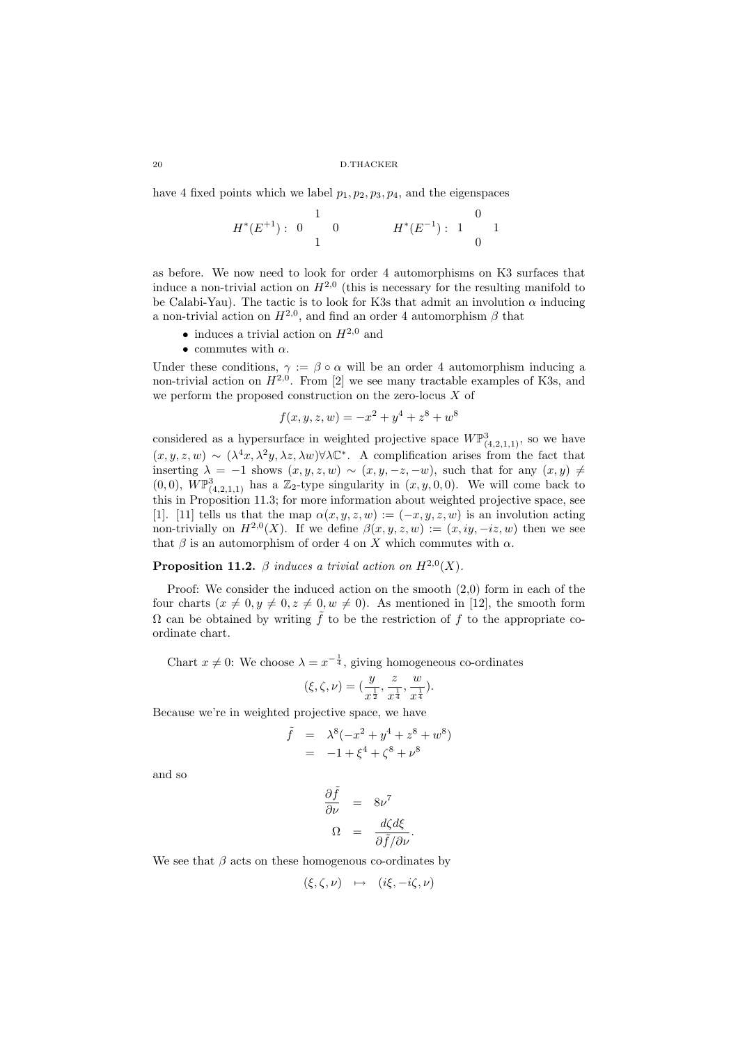have 4 fixed points which we label $p_1, p_2, p_3, p_4$, and the eigenspaces

$$H^*(E^{+1}):\ \begin{matrix} & 1 & \\ 0 & & 0 \\ & 1 & \end{matrix} \qquad\qquad H^*(E^{-1}):\ \begin{matrix} & 0 & \\ 1 & & 1 \\ & 0 & \end{matrix}$$

as before. We now need to look for order 4 automorphisms on K3 surfaces that induce a non-trivial action on $H^{2,0}$ (this is necessary for the resulting manifold to be Calabi-Yau). The tactic is to look for K3s that admit an involution $\alpha$ inducing a non-trivial action on $H^{2,0}$, and find an order 4 automorphism $\beta$ that

- induces a trivial action on $H^{2,0}$ and
- commutes with $\alpha$.

Under these conditions, $\gamma := \beta \circ \alpha$ will be an order 4 automorphism inducing a non-trivial action on $H^{2,0}$. From [2] we see many tractable examples of K3s, and we perform the proposed construction on the zero-locus $X$ of

$$f(x, y, z, w) = -x^2 + y^4 + z^8 + w^8$$

considered as a hypersurface in weighted projective space $W\mathbb{P}^3_{(4,2,1,1)}$, so we have $(x, y, z, w) \sim (\lambda^4 x, \lambda^2 y, \lambda z, \lambda w) \forall \lambda \mathbb{C}^*$. A complification arises from the fact that inserting $\lambda = -1$ shows $(x, y, z, w) \sim (x, y, -z, -w)$, such that for any $(x, y) \neq (0, 0)$, $W\mathbb{P}^3_{(4,2,1,1)}$ has a $\mathbb{Z}_2$-type singularity in $(x, y, 0, 0)$. We will come back to this in Proposition 11.3; for more information about weighted projective space, see [1]. [11] tells us that the map $\alpha(x, y, z, w) := (-x, y, z, w)$ is an involution acting non-trivially on $H^{2,0}(X)$. If we define $\beta(x, y, z, w) := (x, iy, -iz, w)$ then we see that $\beta$ is an automorphism of order 4 on $X$ which commutes with $\alpha$.

**Proposition 11.2.** *$\beta$ induces a trivial action on $H^{2,0}(X)$.*

Proof: We consider the induced action on the smooth (2,0) form in each of the four charts ($x \neq 0, y \neq 0, z \neq 0, w \neq 0$). As mentioned in [12], the smooth form $\Omega$ can be obtained by writing $\tilde{f}$ to be the restriction of $f$ to the appropriate co-ordinate chart.

Chart $x \neq 0$: We choose $\lambda = x^{-\frac{1}{4}}$, giving homogeneous co-ordinates

$$(\xi, \zeta, \nu) = \left(\frac{y}{x^{\frac{1}{2}}}, \frac{z}{x^{\frac{1}{4}}}, \frac{w}{x^{\frac{1}{4}}}\right).$$

Because we're in weighted projective space, we have

$$\begin{aligned} \tilde{f} &= \lambda^8(-x^2 + y^4 + z^8 + w^8) \\ &= -1 + \xi^4 + \zeta^8 + \nu^8 \end{aligned}$$

and so

$$\begin{aligned} \frac{\partial \tilde{f}}{\partial \nu} &= 8\nu^7 \\ \Omega &= \frac{d\zeta d\xi}{\partial \tilde{f}/\partial \nu}. \end{aligned}$$

We see that $\beta$ acts on these homogenous co-ordinates by

$$(\xi, \zeta, \nu) \quad \mapsto \quad (i\xi, -i\zeta, \nu)$$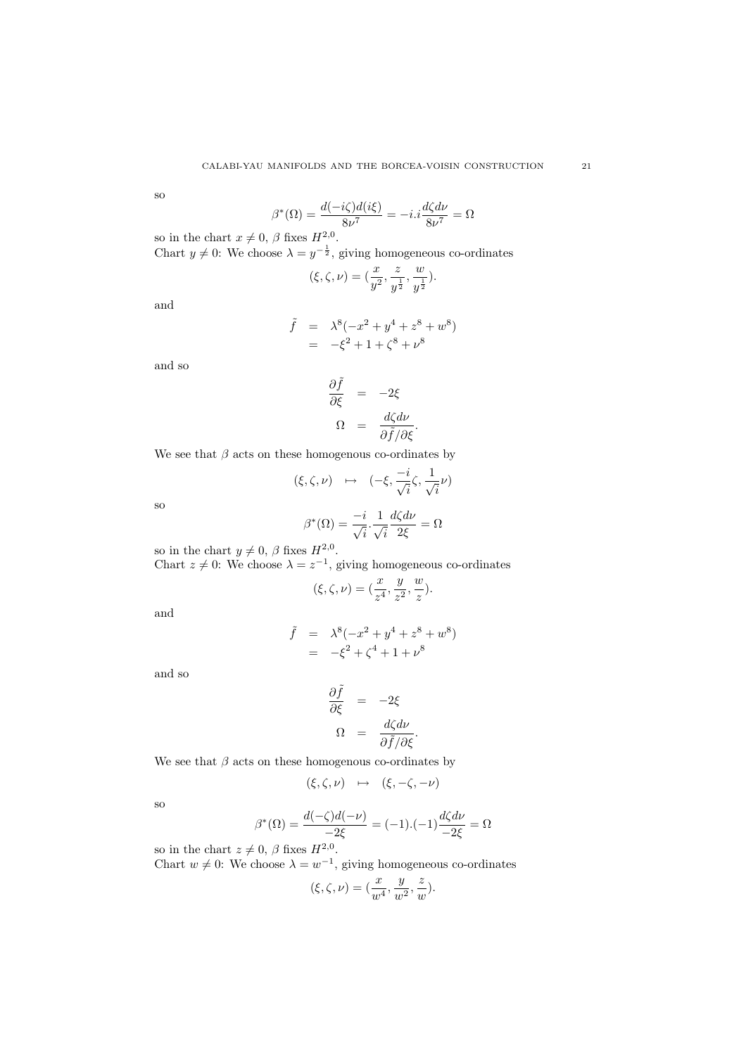so

$$\beta^*(\Omega) = \frac{d(-i\zeta)d(i\xi)}{8\nu^7} = -i.i\frac{d\zeta d\nu}{8\nu^7} = \Omega$$

so in the chart $x \neq 0$, $\beta$ fixes $H^{2,0}$.

Chart $y \neq 0$: We choose $\lambda = y^{-\frac{1}{2}}$, giving homogeneous co-ordinates

$$(\xi, \zeta, \nu) = (\frac{x}{y^2}, \frac{z}{y^{\frac{1}{2}}}, \frac{w}{y^{\frac{1}{2}}}).$$

and

$$\begin{aligned} \tilde{f} &= \lambda^8(-x^2 + y^4 + z^8 + w^8) \\ &= -\xi^2 + 1 + \zeta^8 + \nu^8 \end{aligned}$$

and so

$$\begin{aligned} \frac{\partial \tilde{f}}{\partial \xi} &= -2\xi \\ \Omega &= \frac{d\zeta d\nu}{\partial \tilde{f}/\partial \xi}. \end{aligned}$$

We see that $\beta$ acts on these homogenous co-ordinates by

$$(\xi, \zeta, \nu) \quad \mapsto \quad (-\xi, \frac{-i}{\sqrt{i}}\zeta, \frac{1}{\sqrt{i}}\nu)$$

so

$$\beta^*(\Omega) = \frac{-i}{\sqrt{i}}.\frac{1}{\sqrt{i}}\frac{d\zeta d\nu}{2\xi} = \Omega$$

so in the chart $y \neq 0$, $\beta$ fixes $H^{2,0}$.

Chart $z \neq 0$: We choose $\lambda = z^{-1}$, giving homogeneous co-ordinates

$$(\xi, \zeta, \nu) = (\frac{x}{z^4}, \frac{y}{z^2}, \frac{w}{z}).$$

and

$$\begin{aligned} \tilde{f} &= \lambda^8(-x^2 + y^4 + z^8 + w^8) \\ &= -\xi^2 + \zeta^4 + 1 + \nu^8 \end{aligned}$$

and so

$$\begin{aligned} \frac{\partial \tilde{f}}{\partial \xi} &= -2\xi \\ \Omega &= \frac{d\zeta d\nu}{\partial \tilde{f}/\partial \xi}. \end{aligned}$$

We see that $\beta$ acts on these homogenous co-ordinates by

$$(\xi, \zeta, \nu) \quad \mapsto \quad (\xi, -\zeta, -\nu)$$

so

$$\beta^*(\Omega) = \frac{d(-\zeta)d(-\nu)}{-2\xi} = (-1).(-1)\frac{d\zeta d\nu}{-2\xi} = \Omega$$

so in the chart $z \neq 0$, $\beta$ fixes $H^{2,0}$.

Chart $w \neq 0$: We choose $\lambda = w^{-1}$, giving homogeneous co-ordinates

$$(\xi, \zeta, \nu) = (\frac{x}{w^4}, \frac{y}{w^2}, \frac{z}{w}).$$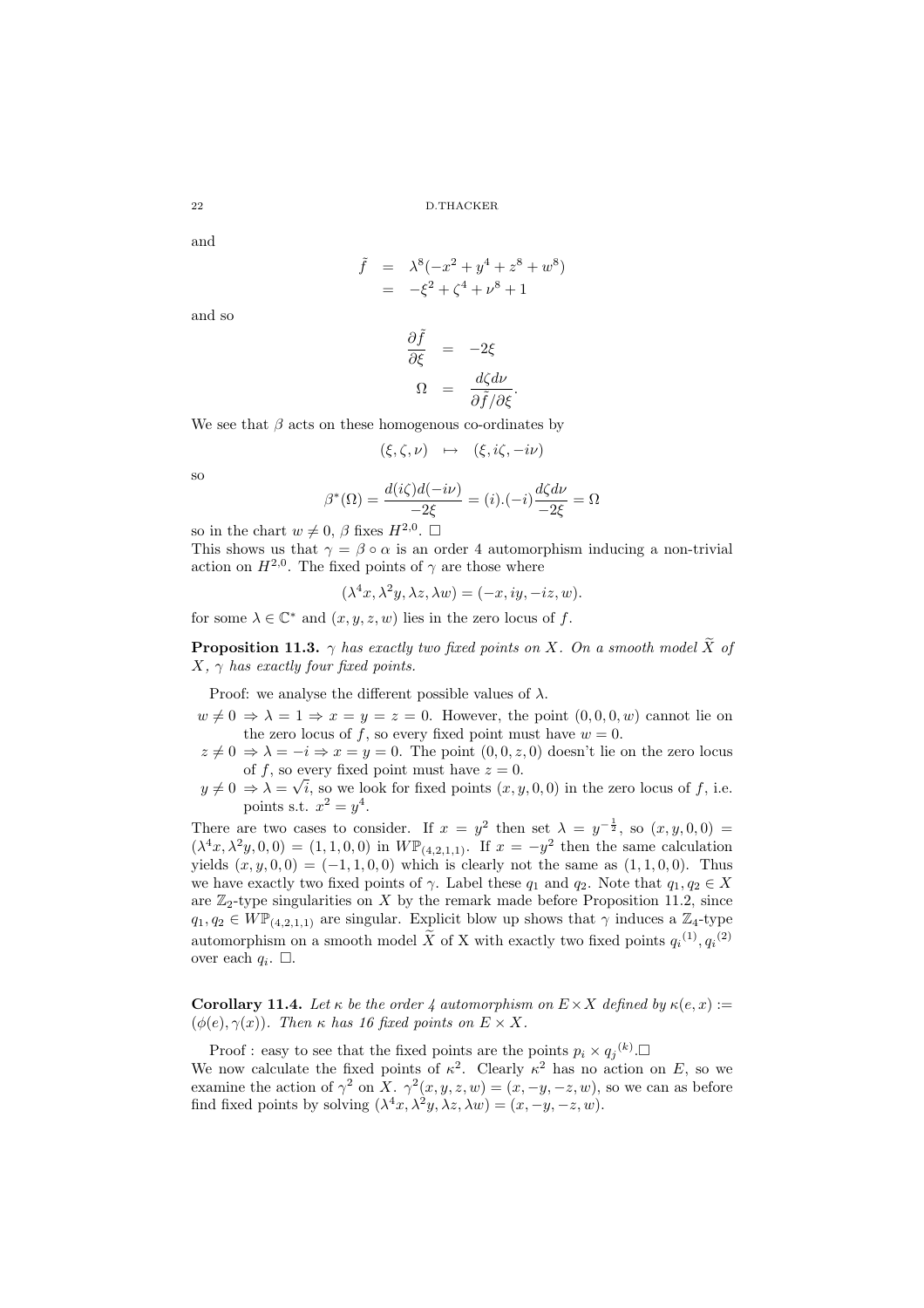and

$$\begin{aligned} \tilde{f} &= \lambda^8(-x^2+y^4+z^8+w^8) \\ &= -\xi^2+\zeta^4+\nu^8+1 \end{aligned}$$

and so

$$\begin{aligned} \frac{\partial \tilde{f}}{\partial \xi} &= -2\xi \\ \Omega &= \frac{d\zeta d\nu}{\partial \tilde{f}/\partial \xi}. \end{aligned}$$

We see that $\beta$ acts on these homogenous co-ordinates by

$$(\xi,\zeta,\nu) \mapsto (\xi, i\zeta, -i\nu)$$

so

$$\beta^*(\Omega) = \frac{d(i\zeta)d(-i\nu)}{-2\xi} = (i).(-i)\frac{d\zeta d\nu}{-2\xi} = \Omega$$

so in the chart $w \neq 0$, $\beta$ fixes $H^{2,0}$. □

This shows us that $\gamma = \beta \circ \alpha$ is an order 4 automorphism inducing a non-trivial action on $H^{2,0}$. The fixed points of $\gamma$ are those where

$$(\lambda^4 x, \lambda^2 y, \lambda z, \lambda w) = (-x, iy, -iz, w).$$

for some $\lambda \in \mathbb{C}^*$ and $(x,y,z,w)$ lies in the zero locus of $f$.

**Proposition 11.3.** *$\gamma$ has exactly two fixed points on $X$. On a smooth model $\widetilde{X}$ of $X$, $\gamma$ has exactly four fixed points.*

Proof: we analyse the different possible values of $\lambda$.

- $w \neq 0 \Rightarrow \lambda = 1 \Rightarrow x = y = z = 0$. However, the point $(0,0,0,w)$ cannot lie on the zero locus of $f$, so every fixed point must have $w = 0$.
- $z \neq 0 \Rightarrow \lambda = -i \Rightarrow x = y = 0$. The point $(0,0,z,0)$ doesn't lie on the zero locus of $f$, so every fixed point must have $z = 0$.
- $y \neq 0 \Rightarrow \lambda = \sqrt{i}$, so we look for fixed points $(x,y,0,0)$ in the zero locus of $f$, i.e. points s.t. $x^2 = y^4$.

There are two cases to consider. If $x = y^2$ then set $\lambda = y^{-\frac{1}{2}}$, so $(x,y,0,0) = (\lambda^4 x, \lambda^2 y, 0, 0) = (1,1,0,0)$ in $W\mathbb{P}_{(4,2,1,1)}$. If $x = -y^2$ then the same calculation yields $(x,y,0,0) = (-1,1,0,0)$ which is clearly not the same as $(1,1,0,0)$. Thus we have exactly two fixed points of $\gamma$. Label these $q_1$ and $q_2$. Note that $q_1, q_2 \in X$ are $\mathbb{Z}_2$-type singularities on $X$ by the remark made before Proposition 11.2, since $q_1, q_2 \in W\mathbb{P}_{(4,2,1,1)}$ are singular. Explicit blow up shows that $\gamma$ induces a $\mathbb{Z}_4$-type automorphism on a smooth model $\widetilde{X}$ of X with exactly two fixed points ${q_i}^{(1)}, {q_i}^{(2)}$ over each $q_i$. □.

**Corollary 11.4.** *Let $\kappa$ be the order 4 automorphism on $E \times X$ defined by $\kappa(e,x) := (\phi(e), \gamma(x))$. Then $\kappa$ has 16 fixed points on $E \times X$.*

Proof : easy to see that the fixed points are the points $p_i \times {q_j}^{(k)}$.□

We now calculate the fixed points of $\kappa^2$. Clearly $\kappa^2$ has no action on $E$, so we examine the action of $\gamma^2$ on $X$. $\gamma^2(x,y,z,w) = (x,-y,-z,w)$, so we can as before find fixed points by solving $(\lambda^4 x, \lambda^2 y, \lambda z, \lambda w) = (x,-y,-z,w)$.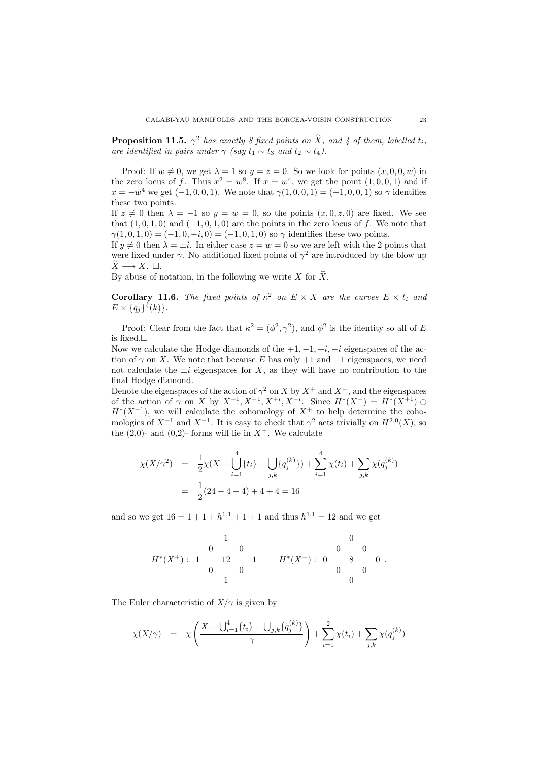**Proposition 11.5.** *$\gamma^2$ has exactly 8 fixed points on $\widetilde{X}$, and 4 of them, labelled $t_i$, are identified in pairs under $\gamma$ (say $t_1 \sim t_3$ and $t_2 \sim t_4$).*

Proof: If $w \neq 0$, we get $\lambda = 1$ so $y = z = 0$. So we look for points $(x, 0, 0, w)$ in the zero locus of $f$. Thus $x^2 = w^8$. If $x = w^4$, we get the point $(1, 0, 0, 1)$ and if $x = -w^4$ we get $(-1, 0, 0, 1)$. We note that $\gamma(1, 0, 0, 1) = (-1, 0, 0, 1)$ so $\gamma$ identifies these two points.
If $z \neq 0$ then $\lambda = -1$ so $y = w = 0$, so the points $(x, 0, z, 0)$ are fixed. We see that $(1, 0, 1, 0)$ and $(-1, 0, 1, 0)$ are the points in the zero locus of $f$. We note that $\gamma(1, 0, 1, 0) = (-1, 0, -i, 0) = (-1, 0, 1, 0)$ so $\gamma$ identifies these two points.
If $y \neq 0$ then $\lambda = \pm i$. In either case $z = w = 0$ so we are left with the 2 points that were fixed under $\gamma$. No additional fixed points of $\gamma^2$ are introduced by the blow up $\widetilde{X} \longrightarrow X$. $\square$.
By abuse of notation, in the following we write $X$ for $\widetilde{X}$.

**Corollary 11.6.** *The fixed points of $\kappa^2$ on $E \times X$ are the curves $E \times t_i$ and $E \times \{q_j\}^{\{}(k)\}$.*

Proof: Clear from the fact that $\kappa^2 = (\phi^2, \gamma^2)$, and $\phi^2$ is the identity so all of $E$ is fixed.$\square$
Now we calculate the Hodge diamonds of the $+1, -1, +i, -i$ eigenspaces of the action of $\gamma$ on $X$. We note that because $E$ has only $+1$ and $-1$ eigenspaces, we need not calculate the $\pm i$ eigenspaces for $X$, as they will have no contribution to the final Hodge diamond.
Denote the eigenspaces of the action of $\gamma^2$ on $X$ by $X^+$ and $X^-$, and the eigenspaces of the action of $\gamma$ on $X$ by $X^{+1}, X^{-1}, X^{+i}, X^{-i}$. Since $H^*(X^+) = H^*(X^{+1}) \oplus H^*(X^{-1})$, we will calculate the cohomology of $X^+$ to help determine the cohomologies of $X^{+1}$ and $X^{-1}$. It is easy to check that $\gamma^2$ acts trivially on $H^{2,0}(X)$, so the (2,0)- and (0,2)- forms will lie in $X^+$. We calculate

$$
\begin{aligned}
\chi(X/\gamma^2) &= \frac{1}{2}\chi(X - \bigcup_{i=1}^{4}\{t_i\} - \bigcup_{j,k}\{q_j^{(k)}\}) + \sum_{i=1}^{4}\chi(t_i) + \sum_{j,k}\chi(q_j^{(k)}) \\
&= \frac{1}{2}(24 - 4 - 4) + 4 + 4 = 16
\end{aligned}
$$

and so we get $16 = 1 + 1 + h^{1,1} + 1 + 1$ and thus $h^{1,1} = 12$ and we get

$$
H^*(X^+): \begin{matrix} & & 1 & & \\ & 0 & & 0 & \\ 1 & & 12 & & 1 \\ & 0 & & 0 & \\ & & 1 & & \end{matrix} \qquad H^*(X^-): \begin{matrix} & & 0 & & \\ & 0 & & 0 & \\ 0 & & 8 & & 0 \\ & 0 & & 0 & \\ & & 0 & & \end{matrix} .
$$

The Euler characteristic of $X/\gamma$ is given by

$$
\chi(X/\gamma) = \chi\left(\frac{X - \bigcup_{i=1}^{4}\{t_i\} - \bigcup_{j,k}\{q_j^{(k)}\}}{\gamma}\right) + \sum_{i=1}^{2}\chi(t_i) + \sum_{j,k}\chi(q_j^{(k)})
$$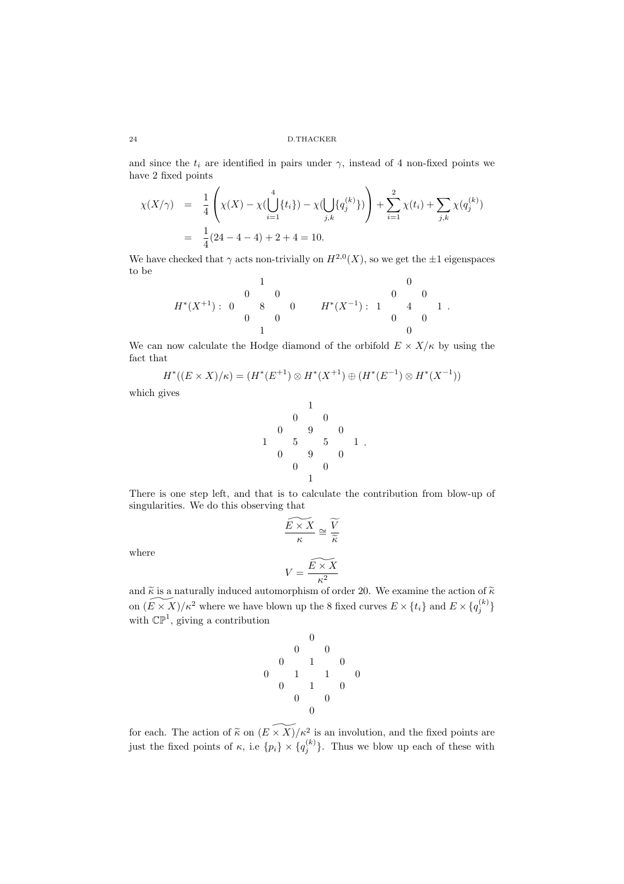and since the $t_i$ are identified in pairs under $\gamma$, instead of 4 non-fixed points we have 2 fixed points

$$
\begin{aligned}
\chi(X/\gamma) &= \frac{1}{4}\left(\chi(X) - \chi(\bigcup_{i=1}^{4}\{t_i\}) - \chi(\bigcup_{j,k}\{q_j^{(k)}\})\right) + \sum_{i=1}^{2}\chi(t_i) + \sum_{j,k}\chi(q_j^{(k)}) \\
&= \frac{1}{4}(24 - 4 - 4) + 2 + 4 = 10.
\end{aligned}
$$

We have checked that $\gamma$ acts non-trivially on $H^{2,0}(X)$, so we get the $\pm 1$ eigenspaces to be

$$
H^*(X^{+1}):\ \begin{matrix} & & 1 & & \\ & 0 & & 0 & \\ 0 & & 8 & & 0 \\ & 0 & & 0 & \\ & & 1 & & \end{matrix} \qquad H^*(X^{-1}):\ \begin{matrix} & & 0 & & \\ & 0 & & 0 & \\ 1 & & 4 & & 1 \\ & 0 & & 0 & \\ & & 0 & & \end{matrix}.
$$

We can now calculate the Hodge diamond of the orbifold $E \times X/\kappa$ by using the fact that

$$
H^*((E \times X)/\kappa) = (H^*(E^{+1}) \otimes H^*(X^{+1}) \oplus (H^*(E^{-1}) \otimes H^*(X^{-1}))
$$

which gives

$$
\begin{matrix} & & & 1 & & & \\ & & 0 & & 0 & & \\ & 0 & & 9 & & 0 & \\ 1 & & 5 & & 5 & & 1 \\ & 0 & & 9 & & 0 & \\ & & 0 & & 0 & & \\ & & & 1 & & & \end{matrix}.
$$

There is one step left, and that is to calculate the contribution from blow-up of singularities. We do this observing that

$$
\widetilde{\frac{E \times X}{\kappa}} \cong \frac{\widetilde{V}}{\widetilde{\kappa}}
$$

where

$$
V = \widetilde{\frac{E \times X}{\kappa^2}}
$$

and $\widetilde{\kappa}$ is a naturally induced automorphism of order 20. We examine the action of $\widetilde{\kappa}$ on $\widetilde{(E \times X)}/\kappa^2$ where we have blown up the 8 fixed curves $E \times \{t_i\}$ and $E \times \{q_j^{(k)}\}$ with $\mathbb{CP}^1$, giving a contribution

$$
\begin{matrix} & & & 0 & & & \\ & & 0 & & 0 & & \\ & 0 & & 1 & & 0 & \\ 0 & & 1 & & 1 & & 0 \\ & 0 & & 1 & & 0 & \\ & & 0 & & 0 & & \\ & & & 0 & & & \end{matrix}
$$

for each. The action of $\widetilde{\kappa}$ on $\widetilde{(E \times X)}/\kappa^2$ is an involution, and the fixed points are just the fixed points of $\kappa$, i.e $\{p_i\} \times \{q_j^{(k)}\}$. Thus we blow up each of these with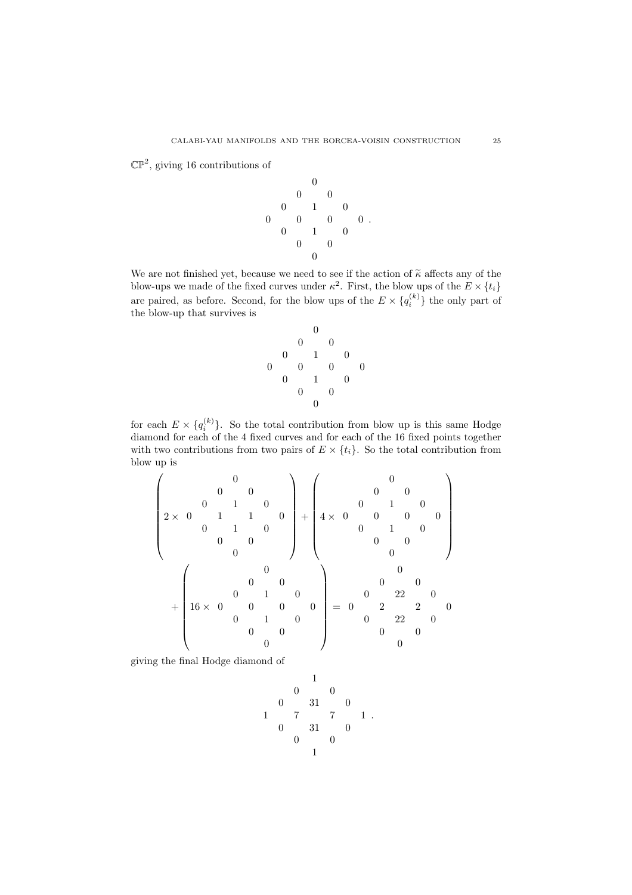$\mathbb{CP}^2$, giving 16 contributions of

$$\begin{array}{ccccccc} & & & 0 & & & \\ & & 0 & & 0 & & \\ & 0 & & 1 & & 0 & \\ 0 & & 0 & & 0 & & 0 \\ & 0 & & 1 & & 0 & \\ & & 0 & & 0 & & \\ & & & 0 & & & \end{array}.$$

We are not finished yet, because we need to see if the action of $\widetilde{\kappa}$ affects any of the blow-ups we made of the fixed curves under $\kappa^2$. First, the blow ups of the $E \times \{t_i\}$ are paired, as before. Second, for the blow ups of the $E \times \{q_i^{(k)}\}$ the only part of the blow-up that survives is

$$\begin{array}{ccccccc} & & & 0 & & & \\ & & 0 & & 0 & & \\ & 0 & & 1 & & 0 & \\ 0 & & 0 & & 0 & & 0 \\ & 0 & & 1 & & 0 & \\ & & 0 & & 0 & & \\ & & & 0 & & & \end{array}$$

for each $E \times \{q_i^{(k)}\}$. So the total contribution from blow up is this same Hodge diamond for each of the 4 fixed curves and for each of the 16 fixed points together with two contributions from two pairs of $E \times \{t_i\}$. So the total contribution from blow up is

$$\left( 2 \times \begin{array}{ccccccc} & & & 0 & & & \\ & & 0 & & 0 & & \\ & 0 & & 1 & & 0 & \\ 0 & & 1 & & 1 & & 0 \\ & 0 & & 1 & & 0 & \\ & & 0 & & 0 & & \\ & & & 0 & & & \end{array} \right) + \left( 4 \times \begin{array}{ccccccc} & & & 0 & & & \\ & & 0 & & 0 & & \\ & 0 & & 1 & & 0 & \\ 0 & & 0 & & 0 & & 0 \\ & 0 & & 1 & & 0 & \\ & & 0 & & 0 & & \\ & & & 0 & & & \end{array} \right)$$

$$+ \left( 16 \times \begin{array}{ccccccc} & & & 0 & & & \\ & & 0 & & 0 & & \\ & 0 & & 1 & & 0 & \\ 0 & & 0 & & 0 & & 0 \\ & 0 & & 1 & & 0 & \\ & & 0 & & 0 & & \\ & & & 0 & & & \end{array} \right) = \begin{array}{ccccccc} & & & 0 & & & \\ & & 0 & & 0 & & \\ & 0 & & 22 & & 0 & \\ 0 & & 2 & & 2 & & 0 \\ & 0 & & 22 & & 0 & \\ & & 0 & & 0 & & \\ & & & 0 & & & \end{array}$$

giving the final Hodge diamond of

$$\begin{array}{ccccccc} & & & 1 & & & \\ & & 0 & & 0 & & \\ & 0 & & 31 & & 0 & \\ 1 & & 7 & & 7 & & 1 \\ & 0 & & 31 & & 0 & \\ & & 0 & & 0 & & \\ & & & 1 & & & \end{array}.$$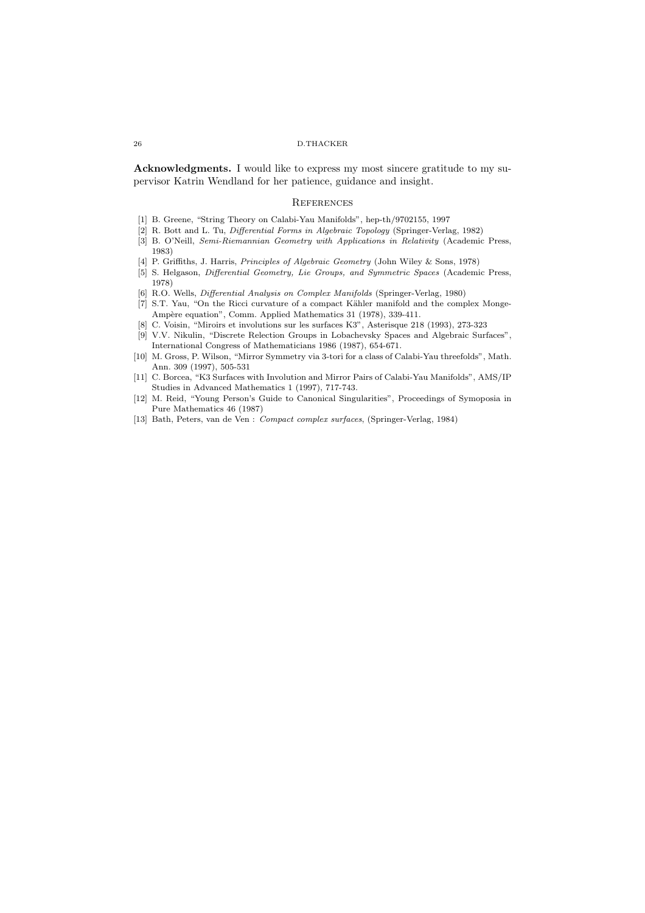**Acknowledgments.** I would like to express my most sincere gratitude to my supervisor Katrin Wendland for her patience, guidance and insight.

## References

[1] B. Greene, "String Theory on Calabi-Yau Manifolds", hep-th/9702155, 1997

[2] R. Bott and L. Tu, *Differential Forms in Algebraic Topology* (Springer-Verlag, 1982)

[3] B. O'Neill, *Semi-Riemannian Geometry with Applications in Relativity* (Academic Press, 1983)

[4] P. Griffiths, J. Harris, *Principles of Algebraic Geometry* (John Wiley & Sons, 1978)

[5] S. Helgason, *Differential Geometry, Lie Groups, and Symmetric Spaces* (Academic Press, 1978)

[6] R.O. Wells, *Differential Analysis on Complex Manifolds* (Springer-Verlag, 1980)

[7] S.T. Yau, "On the Ricci curvature of a compact Kähler manifold and the complex Monge-Ampère equation", Comm. Applied Mathematics 31 (1978), 339-411.

[8] C. Voisin, "Miroirs et involutions sur les surfaces K3", Asterisque 218 (1993), 273-323

[9] V.V. Nikulin, "Discrete Relection Groups in Lobachevsky Spaces and Algebraic Surfaces", International Congress of Mathematicians 1986 (1987), 654-671.

[10] M. Gross, P. Wilson, "Mirror Symmetry via 3-tori for a class of Calabi-Yau threefolds", Math. Ann. 309 (1997), 505-531

[11] C. Borcea, "K3 Surfaces with Involution and Mirror Pairs of Calabi-Yau Manifolds", AMS/IP Studies in Advanced Mathematics 1 (1997), 717-743.

[12] M. Reid, "Young Person's Guide to Canonical Singularities", Proceedings of Symoposia in Pure Mathematics 46 (1987)

[13] Bath, Peters, van de Ven : *Compact complex surfaces*, (Springer-Verlag, 1984)